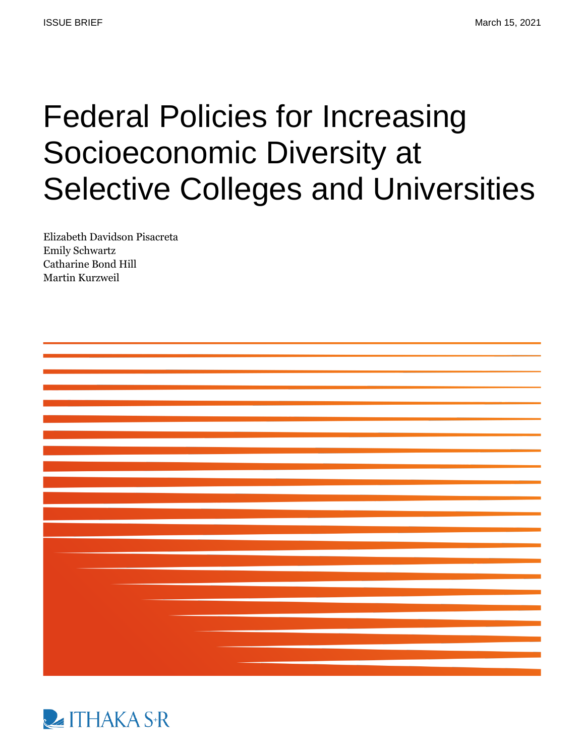ISSUE BRIEF

March 15, 2021

# Federal Policies for Increasing Socioeconomic Diversity at Selective Colleges and Universities

Elizabeth Davidson Pisacreta
Emily Schwartz
Catharine Bond Hill
Martin Kurzweil

ITHAKA S+R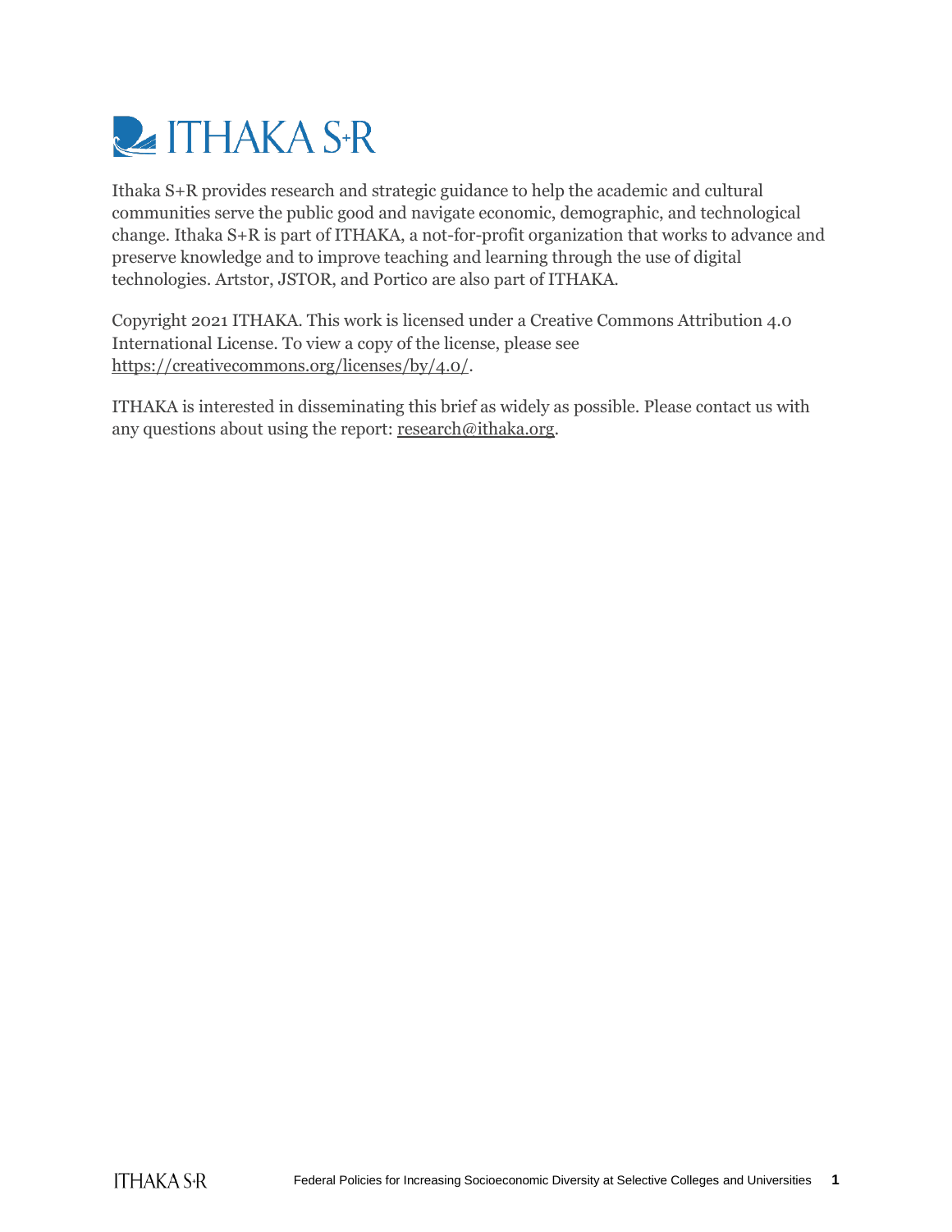Ithaka S+R provides research and strategic guidance to help the academic and cultural communities serve the public good and navigate economic, demographic, and technological change. Ithaka S+R is part of ITHAKA, a not-for-profit organization that works to advance and preserve knowledge and to improve teaching and learning through the use of digital technologies. Artstor, JSTOR, and Portico are also part of ITHAKA.

Copyright 2021 ITHAKA. This work is licensed under a Creative Commons Attribution 4.0 International License. To view a copy of the license, please see https://creativecommons.org/licenses/by/4.0/.

ITHAKA is interested in disseminating this brief as widely as possible. Please contact us with any questions about using the report: research@ithaka.org.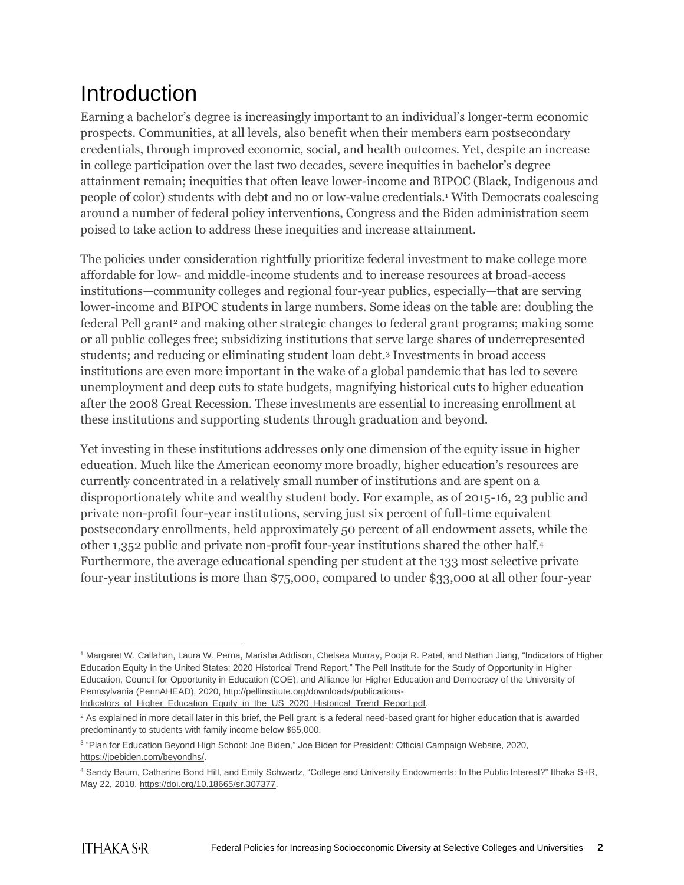# Introduction

Earning a bachelor's degree is increasingly important to an individual's longer-term economic prospects. Communities, at all levels, also benefit when their members earn postsecondary credentials, through improved economic, social, and health outcomes. Yet, despite an increase in college participation over the last two decades, severe inequities in bachelor's degree attainment remain; inequities that often leave lower-income and BIPOC (Black, Indigenous and people of color) students with debt and no or low-value credentials.[1] With Democrats coalescing around a number of federal policy interventions, Congress and the Biden administration seem poised to take action to address these inequities and increase attainment.

The policies under consideration rightfully prioritize federal investment to make college more affordable for low- and middle-income students and to increase resources at broad-access institutions—community colleges and regional four-year publics, especially—that are serving lower-income and BIPOC students in large numbers. Some ideas on the table are: doubling the federal Pell grant[2] and making other strategic changes to federal grant programs; making some or all public colleges free; subsidizing institutions that serve large shares of underrepresented students; and reducing or eliminating student loan debt.[3] Investments in broad access institutions are even more important in the wake of a global pandemic that has led to severe unemployment and deep cuts to state budgets, magnifying historical cuts to higher education after the 2008 Great Recession. These investments are essential to increasing enrollment at these institutions and supporting students through graduation and beyond.

Yet investing in these institutions addresses only one dimension of the equity issue in higher education. Much like the American economy more broadly, higher education's resources are currently concentrated in a relatively small number of institutions and are spent on a disproportionately white and wealthy student body. For example, as of 2015-16, 23 public and private non-profit four-year institutions, serving just six percent of full-time equivalent postsecondary enrollments, held approximately 50 percent of all endowment assets, while the other 1,352 public and private non-profit four-year institutions shared the other half.[4] Furthermore, the average educational spending per student at the 133 most selective private four-year institutions is more than $75,000, compared to under $33,000 at all other four-year

---

[1] Margaret W. Callahan, Laura W. Perna, Marisha Addison, Chelsea Murray, Pooja R. Patel, and Nathan Jiang, "Indicators of Higher Education Equity in the United States: 2020 Historical Trend Report," The Pell Institute for the Study of Opportunity in Higher Education, Council for Opportunity in Education (COE), and Alliance for Higher Education and Democracy of the University of Pennsylvania (PennAHEAD), 2020, http://pellinstitute.org/downloads/publications-Indicators_of_Higher_Education_Equity_in_the_US_2020_Historical_Trend_Report.pdf.

[2] As explained in more detail later in this brief, the Pell grant is a federal need-based grant for higher education that is awarded predominantly to students with family income below $65,000.

[3] "Plan for Education Beyond High School: Joe Biden," Joe Biden for President: Official Campaign Website, 2020, https://joebiden.com/beyondhs/.

[4] Sandy Baum, Catharine Bond Hill, and Emily Schwartz, "College and University Endowments: In the Public Interest?" Ithaka S+R, May 22, 2018, https://doi.org/10.18665/sr.307377.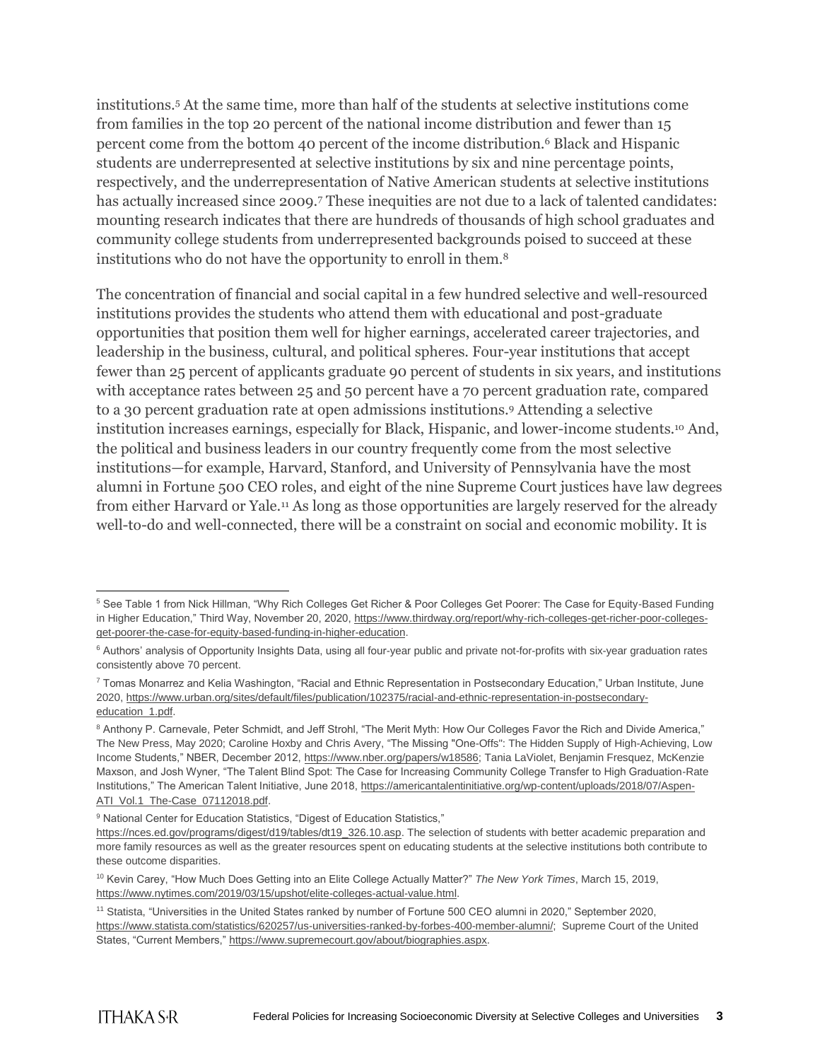institutions.[5] At the same time, more than half of the students at selective institutions come from families in the top 20 percent of the national income distribution and fewer than 15 percent come from the bottom 40 percent of the income distribution.[6] Black and Hispanic students are underrepresented at selective institutions by six and nine percentage points, respectively, and the underrepresentation of Native American students at selective institutions has actually increased since 2009.[7] These inequities are not due to a lack of talented candidates: mounting research indicates that there are hundreds of thousands of high school graduates and community college students from underrepresented backgrounds poised to succeed at these institutions who do not have the opportunity to enroll in them.[8]

The concentration of financial and social capital in a few hundred selective and well-resourced institutions provides the students who attend them with educational and post-graduate opportunities that position them well for higher earnings, accelerated career trajectories, and leadership in the business, cultural, and political spheres. Four-year institutions that accept fewer than 25 percent of applicants graduate 90 percent of students in six years, and institutions with acceptance rates between 25 and 50 percent have a 70 percent graduation rate, compared to a 30 percent graduation rate at open admissions institutions.[9] Attending a selective institution increases earnings, especially for Black, Hispanic, and lower-income students.[10] And, the political and business leaders in our country frequently come from the most selective institutions—for example, Harvard, Stanford, and University of Pennsylvania have the most alumni in Fortune 500 CEO roles, and eight of the nine Supreme Court justices have law degrees from either Harvard or Yale.[11] As long as those opportunities are largely reserved for the already well-to-do and well-connected, there will be a constraint on social and economic mobility. It is

---

[5] See Table 1 from Nick Hillman, "Why Rich Colleges Get Richer & Poor Colleges Get Poorer: The Case for Equity-Based Funding in Higher Education," Third Way, November 20, 2020, https://www.thirdway.org/report/why-rich-colleges-get-richer-poor-colleges-get-poorer-the-case-for-equity-based-funding-in-higher-education.

[6] Authors' analysis of Opportunity Insights Data, using all four-year public and private not-for-profits with six-year graduation rates consistently above 70 percent.

[7] Tomas Monarrez and Kelia Washington, "Racial and Ethnic Representation in Postsecondary Education," Urban Institute, June 2020, https://www.urban.org/sites/default/files/publication/102375/racial-and-ethnic-representation-in-postsecondary-education_1.pdf.

[8] Anthony P. Carnevale, Peter Schmidt, and Jeff Strohl, "The Merit Myth: How Our Colleges Favor the Rich and Divide America," The New Press, May 2020; Caroline Hoxby and Chris Avery, "The Missing "One-Offs": The Hidden Supply of High-Achieving, Low Income Students," NBER, December 2012, https://www.nber.org/papers/w18586; Tania LaViolet, Benjamin Fresquez, McKenzie Maxson, and Josh Wyner, "The Talent Blind Spot: The Case for Increasing Community College Transfer to High Graduation-Rate Institutions," The American Talent Initiative, June 2018, https://americantalentinitiative.org/wp-content/uploads/2018/07/Aspen-ATI_Vol.1_The-Case_07112018.pdf.

[9] National Center for Education Statistics, "Digest of Education Statistics," https://nces.ed.gov/programs/digest/d19/tables/dt19_326.10.asp. The selection of students with better academic preparation and more family resources as well as the greater resources spent on educating students at the selective institutions both contribute to these outcome disparities.

[10] Kevin Carey, "How Much Does Getting into an Elite College Actually Matter?" *The New York Times*, March 15, 2019, https://www.nytimes.com/2019/03/15/upshot/elite-colleges-actual-value.html.

[11] Statista, "Universities in the United States ranked by number of Fortune 500 CEO alumni in 2020," September 2020, https://www.statista.com/statistics/620257/us-universities-ranked-by-forbes-400-member-alumni/; Supreme Court of the United States, "Current Members," https://www.supremecourt.gov/about/biographies.aspx.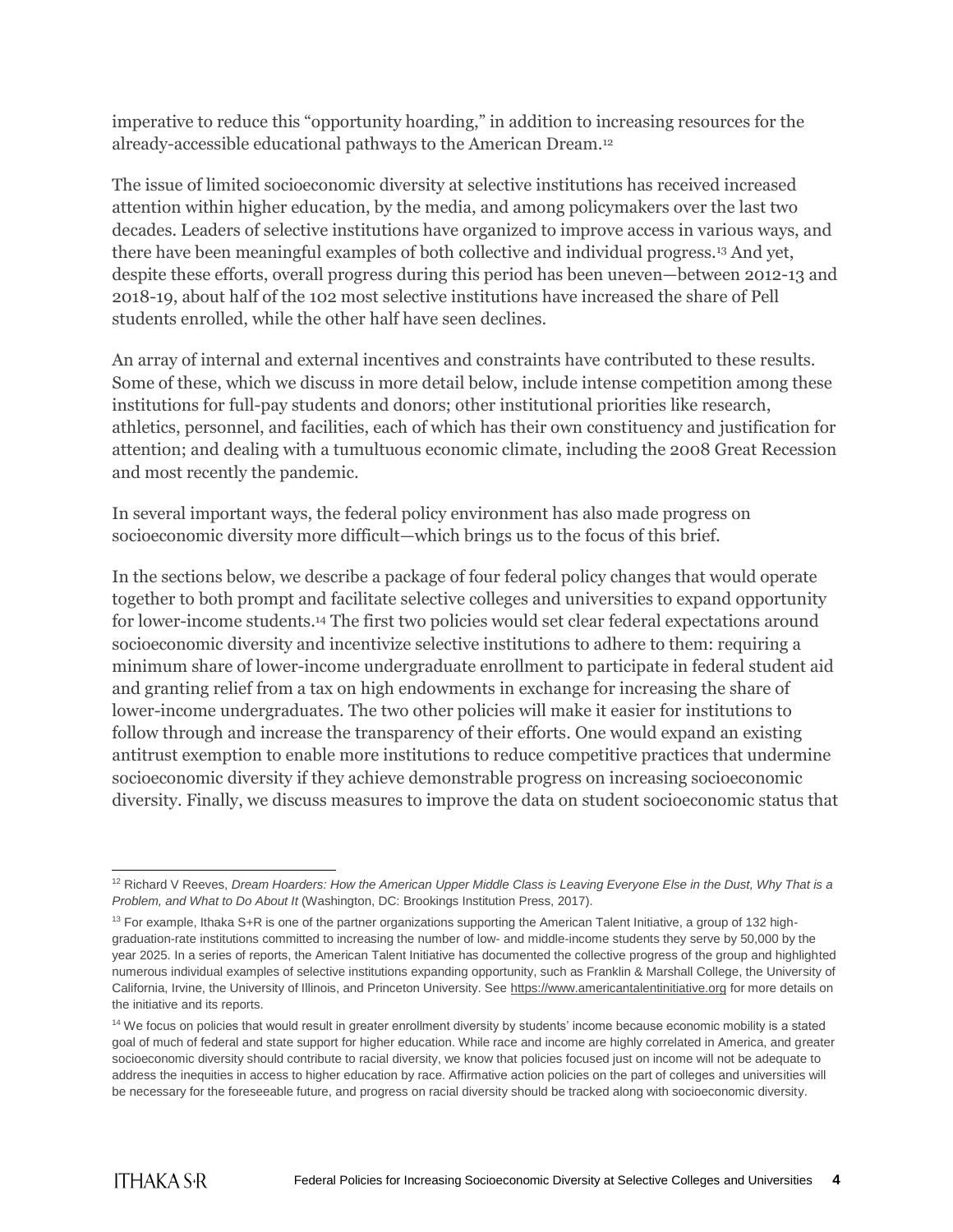imperative to reduce this "opportunity hoarding," in addition to increasing resources for the already-accessible educational pathways to the American Dream.[12]

The issue of limited socioeconomic diversity at selective institutions has received increased attention within higher education, by the media, and among policymakers over the last two decades. Leaders of selective institutions have organized to improve access in various ways, and there have been meaningful examples of both collective and individual progress.[13] And yet, despite these efforts, overall progress during this period has been uneven—between 2012-13 and 2018-19, about half of the 102 most selective institutions have increased the share of Pell students enrolled, while the other half have seen declines.

An array of internal and external incentives and constraints have contributed to these results. Some of these, which we discuss in more detail below, include intense competition among these institutions for full-pay students and donors; other institutional priorities like research, athletics, personnel, and facilities, each of which has their own constituency and justification for attention; and dealing with a tumultuous economic climate, including the 2008 Great Recession and most recently the pandemic.

In several important ways, the federal policy environment has also made progress on socioeconomic diversity more difficult—which brings us to the focus of this brief.

In the sections below, we describe a package of four federal policy changes that would operate together to both prompt and facilitate selective colleges and universities to expand opportunity for lower-income students.[14] The first two policies would set clear federal expectations around socioeconomic diversity and incentivize selective institutions to adhere to them: requiring a minimum share of lower-income undergraduate enrollment to participate in federal student aid and granting relief from a tax on high endowments in exchange for increasing the share of lower-income undergraduates. The two other policies will make it easier for institutions to follow through and increase the transparency of their efforts. One would expand an existing antitrust exemption to enable more institutions to reduce competitive practices that undermine socioeconomic diversity if they achieve demonstrable progress on increasing socioeconomic diversity. Finally, we discuss measures to improve the data on student socioeconomic status that

---

[12] Richard V Reeves, *Dream Hoarders: How the American Upper Middle Class is Leaving Everyone Else in the Dust, Why That is a Problem, and What to Do About It* (Washington, DC: Brookings Institution Press, 2017).

[13] For example, Ithaka S+R is one of the partner organizations supporting the American Talent Initiative, a group of 132 high-graduation-rate institutions committed to increasing the number of low- and middle-income students they serve by 50,000 by the year 2025. In a series of reports, the American Talent Initiative has documented the collective progress of the group and highlighted numerous individual examples of selective institutions expanding opportunity, such as Franklin & Marshall College, the University of California, Irvine, the University of Illinois, and Princeton University. See https://www.americantalentinitiative.org for more details on the initiative and its reports.

[14] We focus on policies that would result in greater enrollment diversity by students' income because economic mobility is a stated goal of much of federal and state support for higher education. While race and income are highly correlated in America, and greater socioeconomic diversity should contribute to racial diversity, we know that policies focused just on income will not be adequate to address the inequities in access to higher education by race. Affirmative action policies on the part of colleges and universities will be necessary for the foreseeable future, and progress on racial diversity should be tracked along with socioeconomic diversity.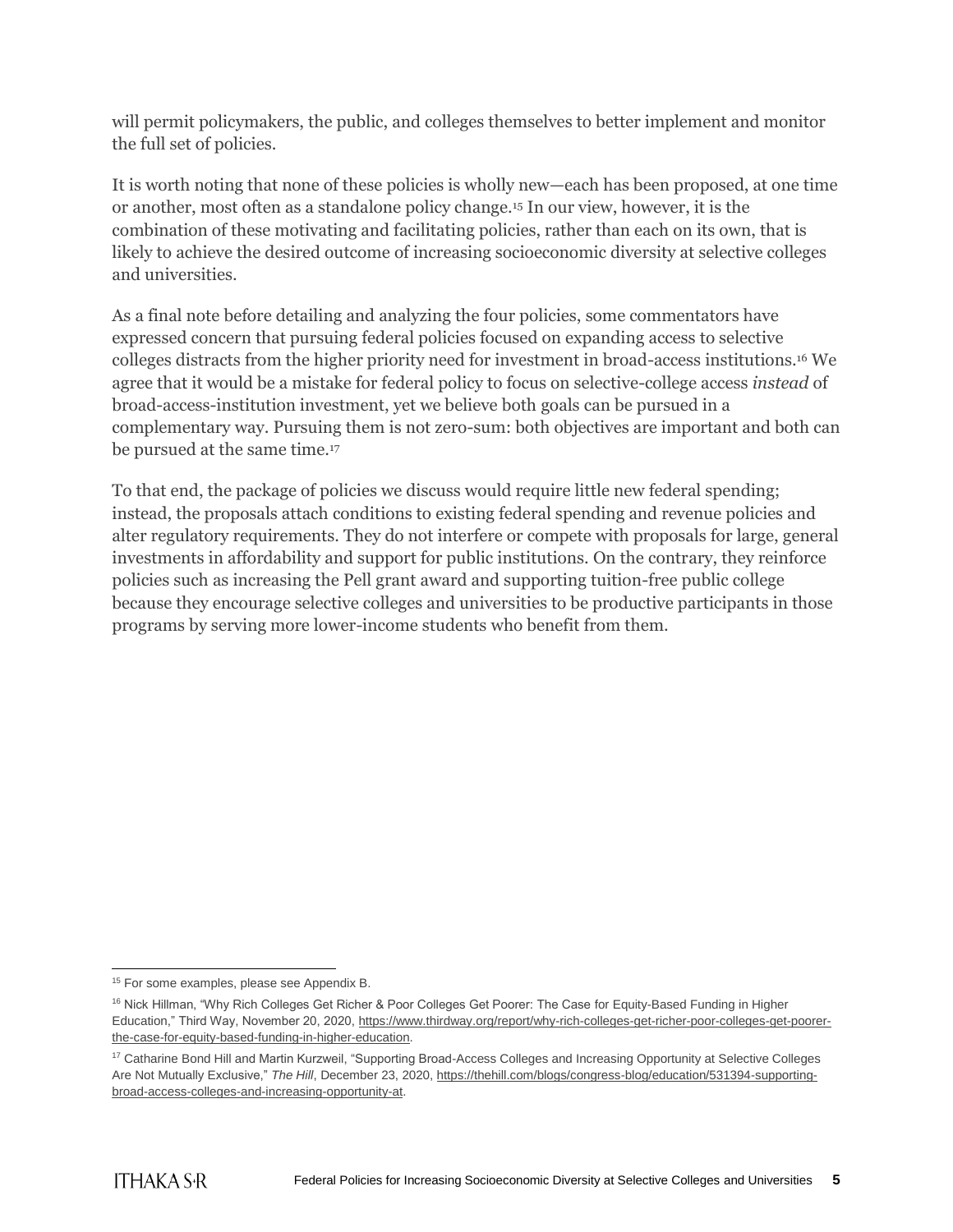will permit policymakers, the public, and colleges themselves to better implement and monitor the full set of policies.

It is worth noting that none of these policies is wholly new—each has been proposed, at one time or another, most often as a standalone policy change.[15] In our view, however, it is the combination of these motivating and facilitating policies, rather than each on its own, that is likely to achieve the desired outcome of increasing socioeconomic diversity at selective colleges and universities.

As a final note before detailing and analyzing the four policies, some commentators have expressed concern that pursuing federal policies focused on expanding access to selective colleges distracts from the higher priority need for investment in broad-access institutions.[16] We agree that it would be a mistake for federal policy to focus on selective-college access *instead* of broad-access-institution investment, yet we believe both goals can be pursued in a complementary way. Pursuing them is not zero-sum: both objectives are important and both can be pursued at the same time.[17]

To that end, the package of policies we discuss would require little new federal spending; instead, the proposals attach conditions to existing federal spending and revenue policies and alter regulatory requirements. They do not interfere or compete with proposals for large, general investments in affordability and support for public institutions. On the contrary, they reinforce policies such as increasing the Pell grant award and supporting tuition-free public college because they encourage selective colleges and universities to be productive participants in those programs by serving more lower-income students who benefit from them.

---

[15] For some examples, please see Appendix B.

[16] Nick Hillman, "Why Rich Colleges Get Richer & Poor Colleges Get Poorer: The Case for Equity-Based Funding in Higher Education," Third Way, November 20, 2020, https://www.thirdway.org/report/why-rich-colleges-get-richer-poor-colleges-get-poorer-the-case-for-equity-based-funding-in-higher-education.

[17] Catharine Bond Hill and Martin Kurzweil, "Supporting Broad-Access Colleges and Increasing Opportunity at Selective Colleges Are Not Mutually Exclusive," *The Hill*, December 23, 2020, https://thehill.com/blogs/congress-blog/education/531394-supporting-broad-access-colleges-and-increasing-opportunity-at.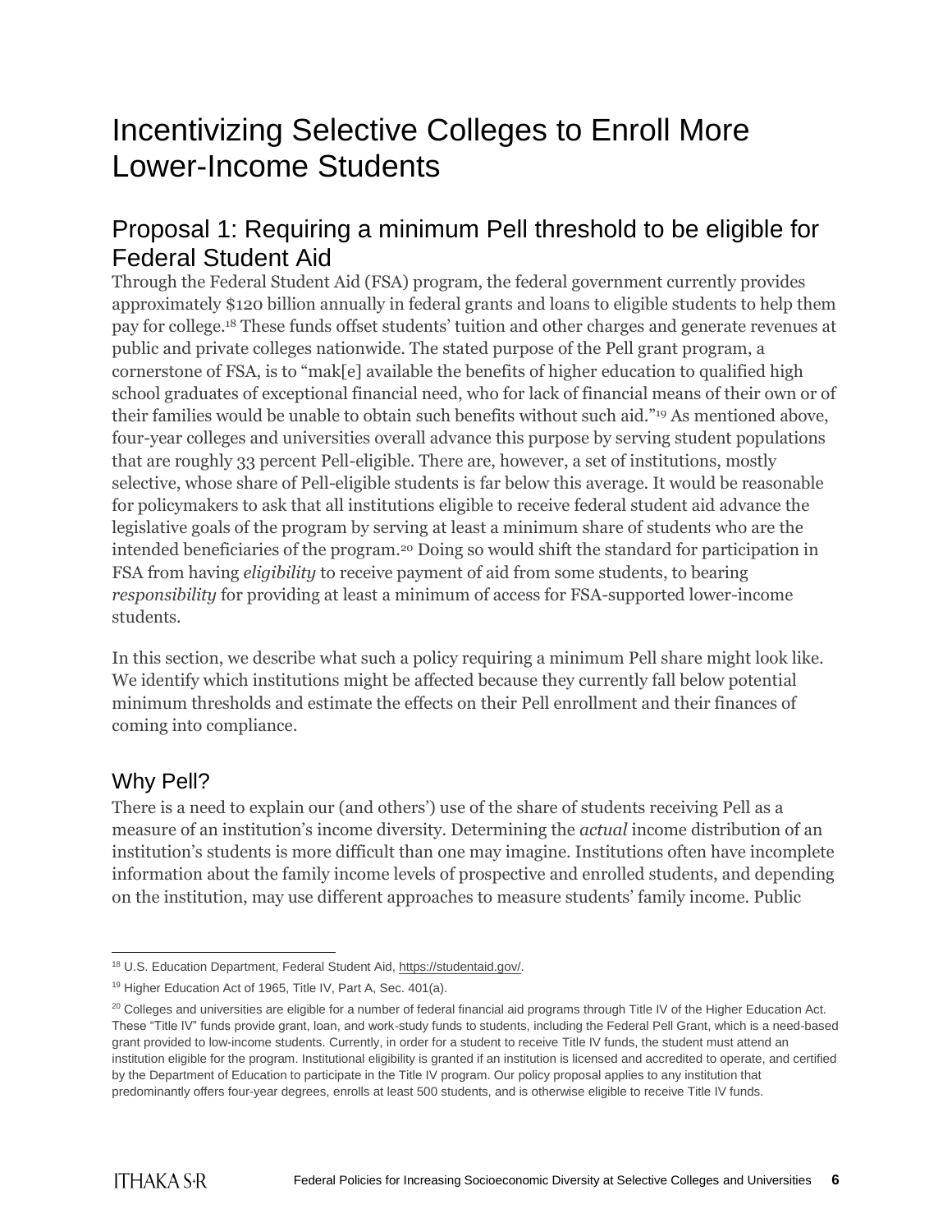# Incentivizing Selective Colleges to Enroll More Lower-Income Students

## Proposal 1: Requiring a minimum Pell threshold to be eligible for Federal Student Aid

Through the Federal Student Aid (FSA) program, the federal government currently provides approximately $120 billion annually in federal grants and loans to eligible students to help them pay for college.[18] These funds offset students' tuition and other charges and generate revenues at public and private colleges nationwide. The stated purpose of the Pell grant program, a cornerstone of FSA, is to "mak[e] available the benefits of higher education to qualified high school graduates of exceptional financial need, who for lack of financial means of their own or of their families would be unable to obtain such benefits without such aid."[19] As mentioned above, four-year colleges and universities overall advance this purpose by serving student populations that are roughly 33 percent Pell-eligible. There are, however, a set of institutions, mostly selective, whose share of Pell-eligible students is far below this average. It would be reasonable for policymakers to ask that all institutions eligible to receive federal student aid advance the legislative goals of the program by serving at least a minimum share of students who are the intended beneficiaries of the program.[20] Doing so would shift the standard for participation in FSA from having *eligibility* to receive payment of aid from some students, to bearing *responsibility* for providing at least a minimum of access for FSA-supported lower-income students.

In this section, we describe what such a policy requiring a minimum Pell share might look like. We identify which institutions might be affected because they currently fall below potential minimum thresholds and estimate the effects on their Pell enrollment and their finances of coming into compliance.

### Why Pell?

There is a need to explain our (and others') use of the share of students receiving Pell as a measure of an institution's income diversity. Determining the *actual* income distribution of an institution's students is more difficult than one may imagine. Institutions often have incomplete information about the family income levels of prospective and enrolled students, and depending on the institution, may use different approaches to measure students' family income. Public

---

[18] U.S. Education Department, Federal Student Aid, https://studentaid.gov/.

[19] Higher Education Act of 1965, Title IV, Part A, Sec. 401(a).

[20] Colleges and universities are eligible for a number of federal financial aid programs through Title IV of the Higher Education Act. These "Title IV" funds provide grant, loan, and work-study funds to students, including the Federal Pell Grant, which is a need-based grant provided to low-income students. Currently, in order for a student to receive Title IV funds, the student must attend an institution eligible for the program. Institutional eligibility is granted if an institution is licensed and accredited to operate, and certified by the Department of Education to participate in the Title IV program. Our policy proposal applies to any institution that predominantly offers four-year degrees, enrolls at least 500 students, and is otherwise eligible to receive Title IV funds.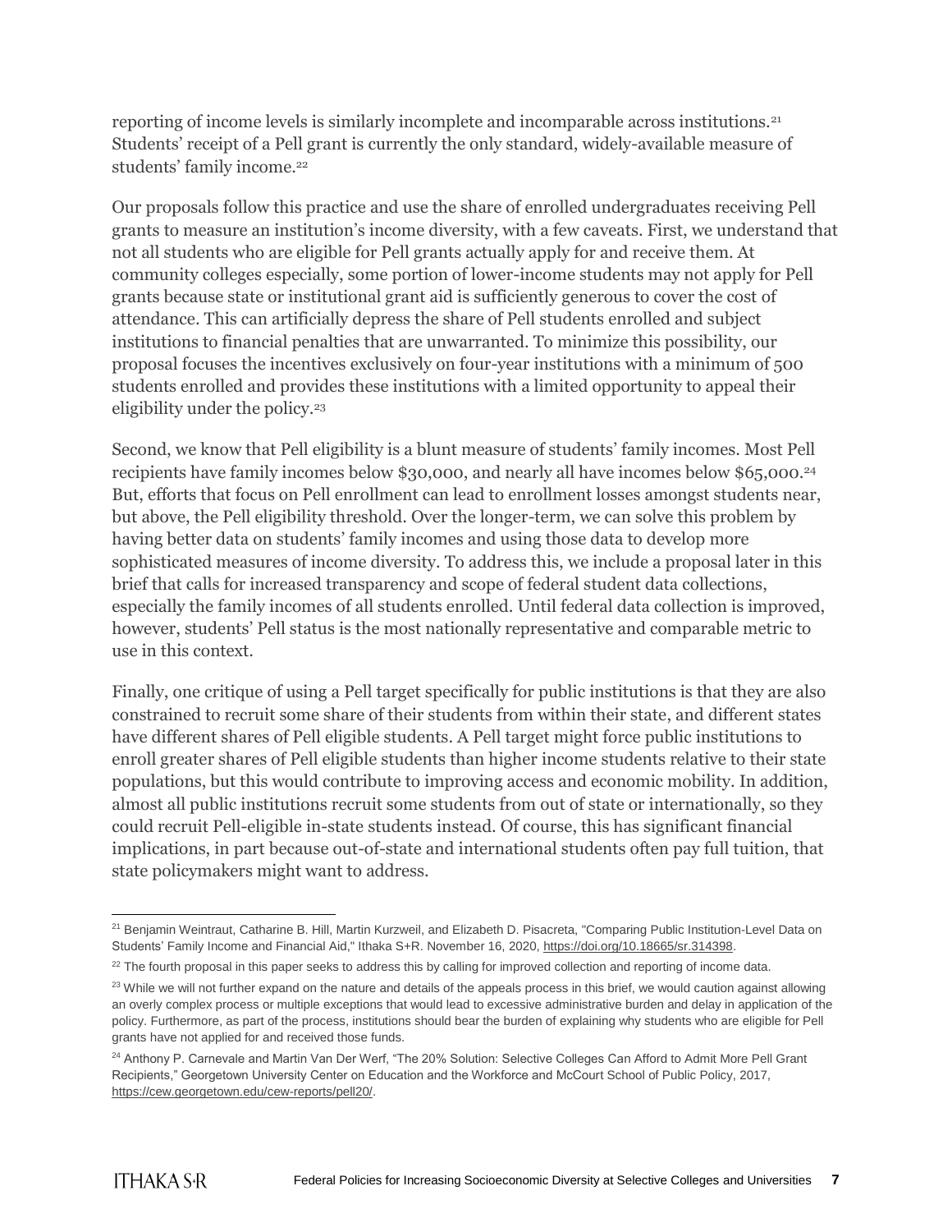reporting of income levels is similarly incomplete and incomparable across institutions.[21] Students' receipt of a Pell grant is currently the only standard, widely-available measure of students' family income.[22]

Our proposals follow this practice and use the share of enrolled undergraduates receiving Pell grants to measure an institution's income diversity, with a few caveats. First, we understand that not all students who are eligible for Pell grants actually apply for and receive them. At community colleges especially, some portion of lower-income students may not apply for Pell grants because state or institutional grant aid is sufficiently generous to cover the cost of attendance. This can artificially depress the share of Pell students enrolled and subject institutions to financial penalties that are unwarranted. To minimize this possibility, our proposal focuses the incentives exclusively on four-year institutions with a minimum of 500 students enrolled and provides these institutions with a limited opportunity to appeal their eligibility under the policy.[23]

Second, we know that Pell eligibility is a blunt measure of students' family incomes. Most Pell recipients have family incomes below $30,000, and nearly all have incomes below $65,000.[24] But, efforts that focus on Pell enrollment can lead to enrollment losses amongst students near, but above, the Pell eligibility threshold. Over the longer-term, we can solve this problem by having better data on students' family incomes and using those data to develop more sophisticated measures of income diversity. To address this, we include a proposal later in this brief that calls for increased transparency and scope of federal student data collections, especially the family incomes of all students enrolled. Until federal data collection is improved, however, students' Pell status is the most nationally representative and comparable metric to use in this context.

Finally, one critique of using a Pell target specifically for public institutions is that they are also constrained to recruit some share of their students from within their state, and different states have different shares of Pell eligible students. A Pell target might force public institutions to enroll greater shares of Pell eligible students than higher income students relative to their state populations, but this would contribute to improving access and economic mobility. In addition, almost all public institutions recruit some students from out of state or internationally, so they could recruit Pell-eligible in-state students instead. Of course, this has significant financial implications, in part because out-of-state and international students often pay full tuition, that state policymakers might want to address.

---

[21] Benjamin Weintraut, Catharine B. Hill, Martin Kurzweil, and Elizabeth D. Pisacreta, "Comparing Public Institution-Level Data on Students' Family Income and Financial Aid," Ithaka S+R. November 16, 2020, https://doi.org/10.18665/sr.314398.

[22] The fourth proposal in this paper seeks to address this by calling for improved collection and reporting of income data.

[23] While we will not further expand on the nature and details of the appeals process in this brief, we would caution against allowing an overly complex process or multiple exceptions that would lead to excessive administrative burden and delay in application of the policy. Furthermore, as part of the process, institutions should bear the burden of explaining why students who are eligible for Pell grants have not applied for and received those funds.

[24] Anthony P. Carnevale and Martin Van Der Werf, "The 20% Solution: Selective Colleges Can Afford to Admit More Pell Grant Recipients," Georgetown University Center on Education and the Workforce and McCourt School of Public Policy, 2017, https://cew.georgetown.edu/cew-reports/pell20/.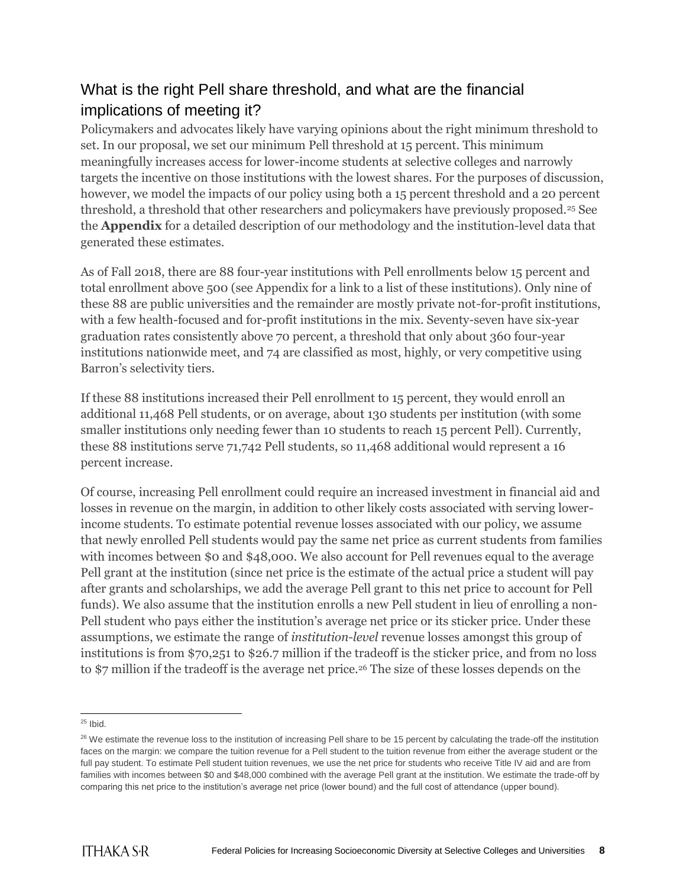## What is the right Pell share threshold, and what are the financial implications of meeting it?

Policymakers and advocates likely have varying opinions about the right minimum threshold to set. In our proposal, we set our minimum Pell threshold at 15 percent. This minimum meaningfully increases access for lower-income students at selective colleges and narrowly targets the incentive on those institutions with the lowest shares. For the purposes of discussion, however, we model the impacts of our policy using both a 15 percent threshold and a 20 percent threshold, a threshold that other researchers and policymakers have previously proposed.[25] See the **Appendix** for a detailed description of our methodology and the institution-level data that generated these estimates.

As of Fall 2018, there are 88 four-year institutions with Pell enrollments below 15 percent and total enrollment above 500 (see Appendix for a link to a list of these institutions). Only nine of these 88 are public universities and the remainder are mostly private not-for-profit institutions, with a few health-focused and for-profit institutions in the mix. Seventy-seven have six-year graduation rates consistently above 70 percent, a threshold that only about 360 four-year institutions nationwide meet, and 74 are classified as most, highly, or very competitive using Barron's selectivity tiers.

If these 88 institutions increased their Pell enrollment to 15 percent, they would enroll an additional 11,468 Pell students, or on average, about 130 students per institution (with some smaller institutions only needing fewer than 10 students to reach 15 percent Pell). Currently, these 88 institutions serve 71,742 Pell students, so 11,468 additional would represent a 16 percent increase.

Of course, increasing Pell enrollment could require an increased investment in financial aid and losses in revenue on the margin, in addition to other likely costs associated with serving lower-income students. To estimate potential revenue losses associated with our policy, we assume that newly enrolled Pell students would pay the same net price as current students from families with incomes between $0 and $48,000. We also account for Pell revenues equal to the average Pell grant at the institution (since net price is the estimate of the actual price a student will pay after grants and scholarships, we add the average Pell grant to this net price to account for Pell funds). We also assume that the institution enrolls a new Pell student in lieu of enrolling a non-Pell student who pays either the institution's average net price or its sticker price. Under these assumptions, we estimate the range of *institution-level* revenue losses amongst this group of institutions is from $70,251 to $26.7 million if the tradeoff is the sticker price, and from no loss to $7 million if the tradeoff is the average net price.[26] The size of these losses depends on the

---

[25] Ibid.

[26] We estimate the revenue loss to the institution of increasing Pell share to be 15 percent by calculating the trade-off the institution faces on the margin: we compare the tuition revenue for a Pell student to the tuition revenue from either the average student or the full pay student. To estimate Pell student tuition revenues, we use the net price for students who receive Title IV aid and are from families with incomes between $0 and $48,000 combined with the average Pell grant at the institution. We estimate the trade-off by comparing this net price to the institution's average net price (lower bound) and the full cost of attendance (upper bound).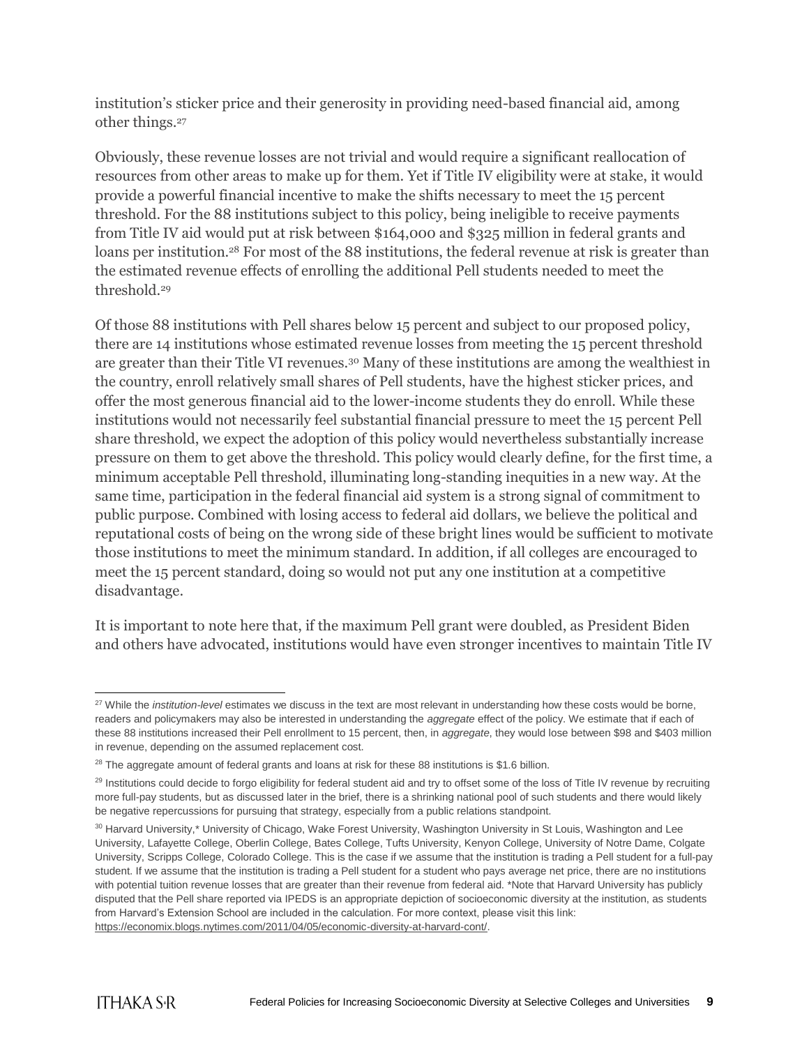institution's sticker price and their generosity in providing need-based financial aid, among other things.[27]

Obviously, these revenue losses are not trivial and would require a significant reallocation of resources from other areas to make up for them. Yet if Title IV eligibility were at stake, it would provide a powerful financial incentive to make the shifts necessary to meet the 15 percent threshold. For the 88 institutions subject to this policy, being ineligible to receive payments from Title IV aid would put at risk between $164,000 and $325 million in federal grants and loans per institution.[28] For most of the 88 institutions, the federal revenue at risk is greater than the estimated revenue effects of enrolling the additional Pell students needed to meet the threshold.[29]

Of those 88 institutions with Pell shares below 15 percent and subject to our proposed policy, there are 14 institutions whose estimated revenue losses from meeting the 15 percent threshold are greater than their Title VI revenues.[30] Many of these institutions are among the wealthiest in the country, enroll relatively small shares of Pell students, have the highest sticker prices, and offer the most generous financial aid to the lower-income students they do enroll. While these institutions would not necessarily feel substantial financial pressure to meet the 15 percent Pell share threshold, we expect the adoption of this policy would nevertheless substantially increase pressure on them to get above the threshold. This policy would clearly define, for the first time, a minimum acceptable Pell threshold, illuminating long-standing inequities in a new way. At the same time, participation in the federal financial aid system is a strong signal of commitment to public purpose. Combined with losing access to federal aid dollars, we believe the political and reputational costs of being on the wrong side of these bright lines would be sufficient to motivate those institutions to meet the minimum standard. In addition, if all colleges are encouraged to meet the 15 percent standard, doing so would not put any one institution at a competitive disadvantage.

It is important to note here that, if the maximum Pell grant were doubled, as President Biden and others have advocated, institutions would have even stronger incentives to maintain Title IV

---

[27] While the *institution-level* estimates we discuss in the text are most relevant in understanding how these costs would be borne, readers and policymakers may also be interested in understanding the *aggregate* effect of the policy. We estimate that if each of these 88 institutions increased their Pell enrollment to 15 percent, then, in *aggregate*, they would lose between $98 and $403 million in revenue, depending on the assumed replacement cost.

[28] The aggregate amount of federal grants and loans at risk for these 88 institutions is $1.6 billion.

[29] Institutions could decide to forgo eligibility for federal student aid and try to offset some of the loss of Title IV revenue by recruiting more full-pay students, but as discussed later in the brief, there is a shrinking national pool of such students and there would likely be negative repercussions for pursuing that strategy, especially from a public relations standpoint.

[30] Harvard University,* University of Chicago, Wake Forest University, Washington University in St Louis, Washington and Lee University, Lafayette College, Oberlin College, Bates College, Tufts University, Kenyon College, University of Notre Dame, Colgate University, Scripps College, Colorado College. This is the case if we assume that the institution is trading a Pell student for a full-pay student. If we assume that the institution is trading a Pell student for a student who pays average net price, there are no institutions with potential tuition revenue losses that are greater than their revenue from federal aid. *Note that Harvard University has publicly disputed that the Pell share reported via IPEDS is an appropriate depiction of socioeconomic diversity at the institution, as students from Harvard's Extension School are included in the calculation. For more context, please visit this link: https://economix.blogs.nytimes.com/2011/04/05/economic-diversity-at-harvard-cont/.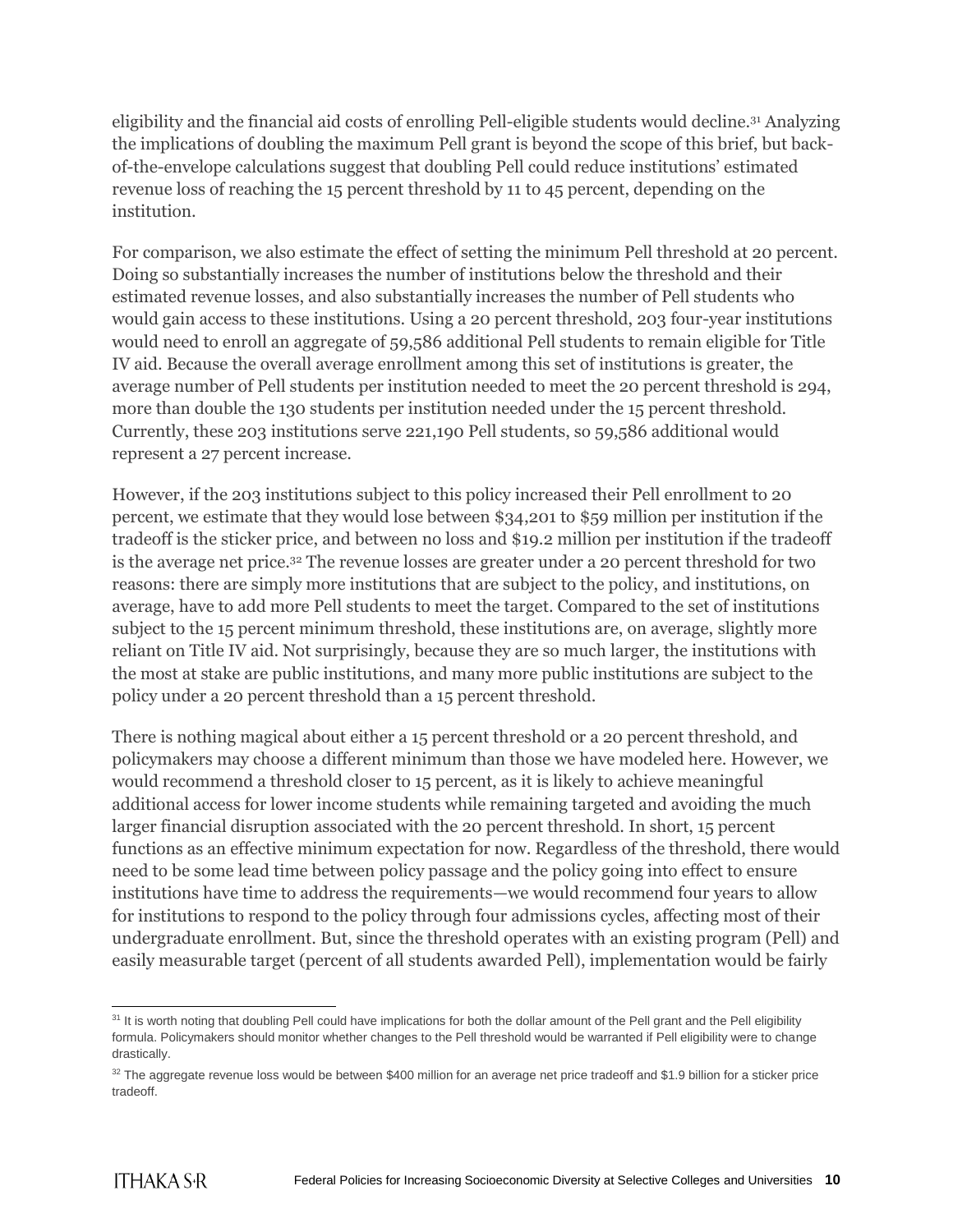eligibility and the financial aid costs of enrolling Pell-eligible students would decline.[31] Analyzing the implications of doubling the maximum Pell grant is beyond the scope of this brief, but back-of-the-envelope calculations suggest that doubling Pell could reduce institutions' estimated revenue loss of reaching the 15 percent threshold by 11 to 45 percent, depending on the institution.

For comparison, we also estimate the effect of setting the minimum Pell threshold at 20 percent. Doing so substantially increases the number of institutions below the threshold and their estimated revenue losses, and also substantially increases the number of Pell students who would gain access to these institutions. Using a 20 percent threshold, 203 four-year institutions would need to enroll an aggregate of 59,586 additional Pell students to remain eligible for Title IV aid. Because the overall average enrollment among this set of institutions is greater, the average number of Pell students per institution needed to meet the 20 percent threshold is 294, more than double the 130 students per institution needed under the 15 percent threshold. Currently, these 203 institutions serve 221,190 Pell students, so 59,586 additional would represent a 27 percent increase.

However, if the 203 institutions subject to this policy increased their Pell enrollment to 20 percent, we estimate that they would lose between $34,201 to $59 million per institution if the tradeoff is the sticker price, and between no loss and $19.2 million per institution if the tradeoff is the average net price.[32] The revenue losses are greater under a 20 percent threshold for two reasons: there are simply more institutions that are subject to the policy, and institutions, on average, have to add more Pell students to meet the target. Compared to the set of institutions subject to the 15 percent minimum threshold, these institutions are, on average, slightly more reliant on Title IV aid. Not surprisingly, because they are so much larger, the institutions with the most at stake are public institutions, and many more public institutions are subject to the policy under a 20 percent threshold than a 15 percent threshold.

There is nothing magical about either a 15 percent threshold or a 20 percent threshold, and policymakers may choose a different minimum than those we have modeled here. However, we would recommend a threshold closer to 15 percent, as it is likely to achieve meaningful additional access for lower income students while remaining targeted and avoiding the much larger financial disruption associated with the 20 percent threshold. In short, 15 percent functions as an effective minimum expectation for now. Regardless of the threshold, there would need to be some lead time between policy passage and the policy going into effect to ensure institutions have time to address the requirements—we would recommend four years to allow for institutions to respond to the policy through four admissions cycles, affecting most of their undergraduate enrollment. But, since the threshold operates with an existing program (Pell) and easily measurable target (percent of all students awarded Pell), implementation would be fairly

[31] It is worth noting that doubling Pell could have implications for both the dollar amount of the Pell grant and the Pell eligibility formula. Policymakers should monitor whether changes to the Pell threshold would be warranted if Pell eligibility were to change drastically.

[32] The aggregate revenue loss would be between $400 million for an average net price tradeoff and $1.9 billion for a sticker price tradeoff.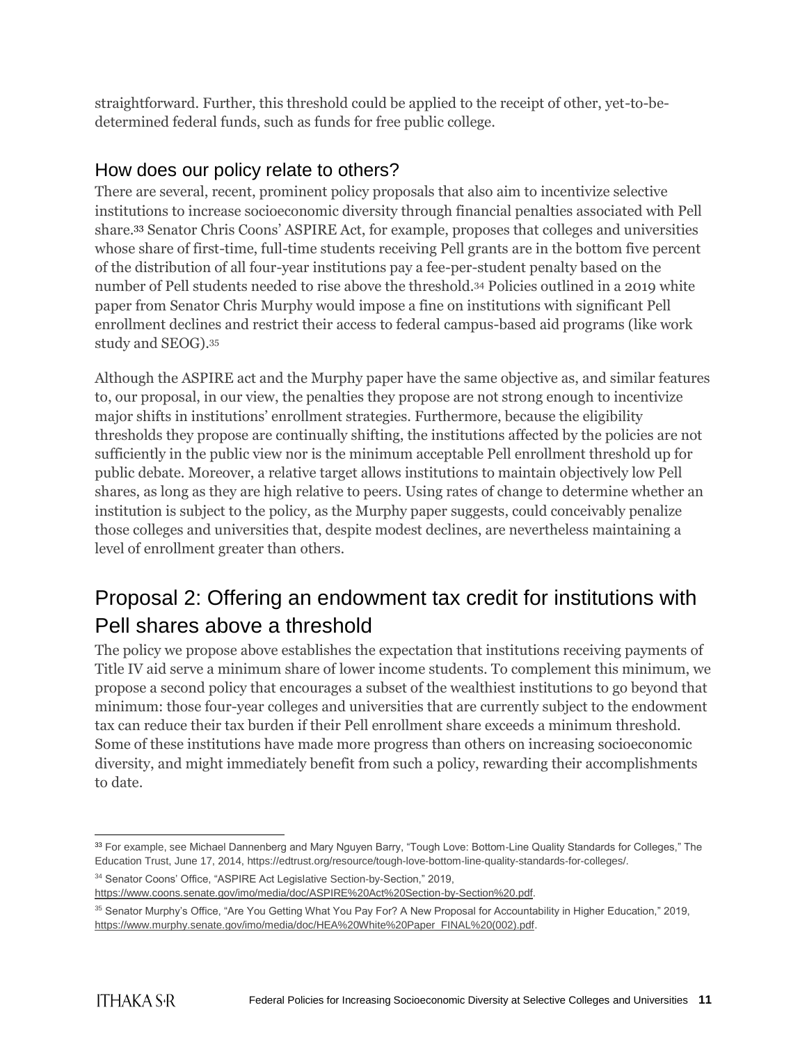straightforward. Further, this threshold could be applied to the receipt of other, yet-to-be-determined federal funds, such as funds for free public college.

### How does our policy relate to others?

There are several, recent, prominent policy proposals that also aim to incentivize selective institutions to increase socioeconomic diversity through financial penalties associated with Pell share.[33] Senator Chris Coons' ASPIRE Act, for example, proposes that colleges and universities whose share of first-time, full-time students receiving Pell grants are in the bottom five percent of the distribution of all four-year institutions pay a fee-per-student penalty based on the number of Pell students needed to rise above the threshold.[34] Policies outlined in a 2019 white paper from Senator Chris Murphy would impose a fine on institutions with significant Pell enrollment declines and restrict their access to federal campus-based aid programs (like work study and SEOG).[35]

Although the ASPIRE act and the Murphy paper have the same objective as, and similar features to, our proposal, in our view, the penalties they propose are not strong enough to incentivize major shifts in institutions' enrollment strategies. Furthermore, because the eligibility thresholds they propose are continually shifting, the institutions affected by the policies are not sufficiently in the public view nor is the minimum acceptable Pell enrollment threshold up for public debate. Moreover, a relative target allows institutions to maintain objectively low Pell shares, as long as they are high relative to peers. Using rates of change to determine whether an institution is subject to the policy, as the Murphy paper suggests, could conceivably penalize those colleges and universities that, despite modest declines, are nevertheless maintaining a level of enrollment greater than others.

## Proposal 2: Offering an endowment tax credit for institutions with Pell shares above a threshold

The policy we propose above establishes the expectation that institutions receiving payments of Title IV aid serve a minimum share of lower income students. To complement this minimum, we propose a second policy that encourages a subset of the wealthiest institutions to go beyond that minimum: those four-year colleges and universities that are currently subject to the endowment tax can reduce their tax burden if their Pell enrollment share exceeds a minimum threshold. Some of these institutions have made more progress than others on increasing socioeconomic diversity, and might immediately benefit from such a policy, rewarding their accomplishments to date.

---

[33] For example, see Michael Dannenberg and Mary Nguyen Barry, "Tough Love: Bottom-Line Quality Standards for Colleges," The Education Trust, June 17, 2014, https://edtrust.org/resource/tough-love-bottom-line-quality-standards-for-colleges/.

[34] Senator Coons' Office, "ASPIRE Act Legislative Section-by-Section," 2019, https://www.coons.senate.gov/imo/media/doc/ASPIRE%20Act%20Section-by-Section%20.pdf.

[35] Senator Murphy's Office, "Are You Getting What You Pay For? A New Proposal for Accountability in Higher Education," 2019, https://www.murphy.senate.gov/imo/media/doc/HEA%20White%20Paper_FINAL%20(002).pdf.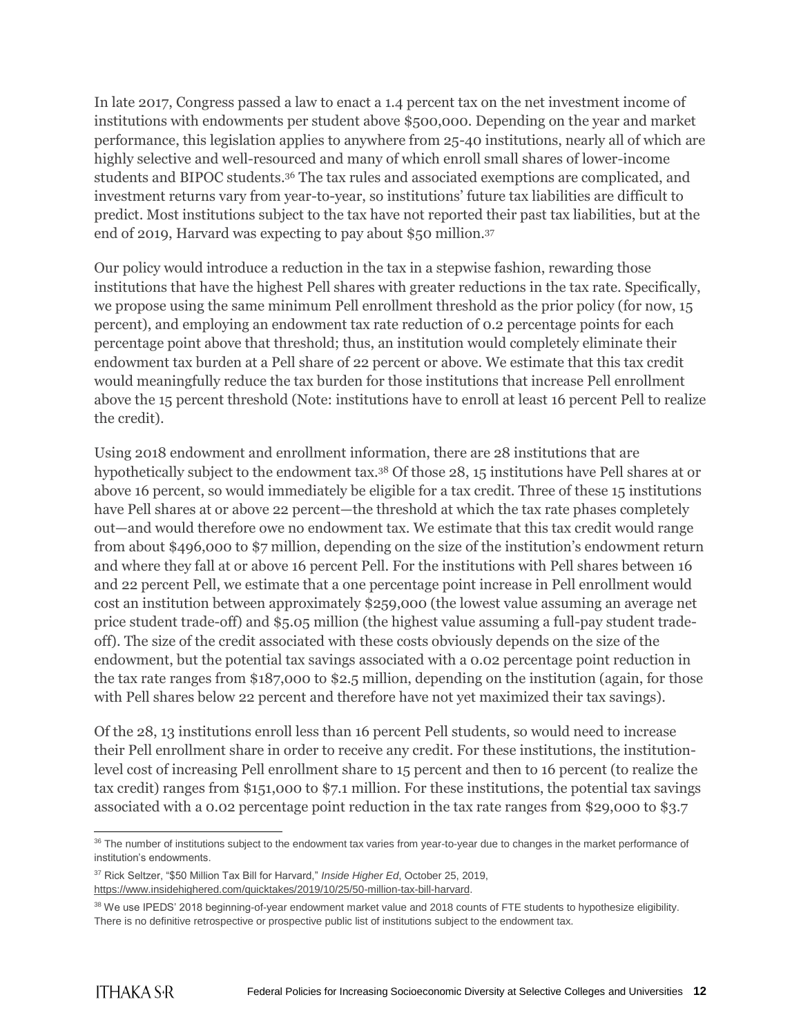In late 2017, Congress passed a law to enact a 1.4 percent tax on the net investment income of institutions with endowments per student above $500,000. Depending on the year and market performance, this legislation applies to anywhere from 25-40 institutions, nearly all of which are highly selective and well-resourced and many of which enroll small shares of lower-income students and BIPOC students.[36] The tax rules and associated exemptions are complicated, and investment returns vary from year-to-year, so institutions' future tax liabilities are difficult to predict. Most institutions subject to the tax have not reported their past tax liabilities, but at the end of 2019, Harvard was expecting to pay about $50 million.[37]

Our policy would introduce a reduction in the tax in a stepwise fashion, rewarding those institutions that have the highest Pell shares with greater reductions in the tax rate. Specifically, we propose using the same minimum Pell enrollment threshold as the prior policy (for now, 15 percent), and employing an endowment tax rate reduction of 0.2 percentage points for each percentage point above that threshold; thus, an institution would completely eliminate their endowment tax burden at a Pell share of 22 percent or above. We estimate that this tax credit would meaningfully reduce the tax burden for those institutions that increase Pell enrollment above the 15 percent threshold (Note: institutions have to enroll at least 16 percent Pell to realize the credit).

Using 2018 endowment and enrollment information, there are 28 institutions that are hypothetically subject to the endowment tax.[38] Of those 28, 15 institutions have Pell shares at or above 16 percent, so would immediately be eligible for a tax credit. Three of these 15 institutions have Pell shares at or above 22 percent—the threshold at which the tax rate phases completely out—and would therefore owe no endowment tax. We estimate that this tax credit would range from about $496,000 to $7 million, depending on the size of the institution's endowment return and where they fall at or above 16 percent Pell. For the institutions with Pell shares between 16 and 22 percent Pell, we estimate that a one percentage point increase in Pell enrollment would cost an institution between approximately $259,000 (the lowest value assuming an average net price student trade-off) and $5.05 million (the highest value assuming a full-pay student trade-off). The size of the credit associated with these costs obviously depends on the size of the endowment, but the potential tax savings associated with a 0.02 percentage point reduction in the tax rate ranges from $187,000 to $2.5 million, depending on the institution (again, for those with Pell shares below 22 percent and therefore have not yet maximized their tax savings).

Of the 28, 13 institutions enroll less than 16 percent Pell students, so would need to increase their Pell enrollment share in order to receive any credit. For these institutions, the institution-level cost of increasing Pell enrollment share to 15 percent and then to 16 percent (to realize the tax credit) ranges from $151,000 to $7.1 million. For these institutions, the potential tax savings associated with a 0.02 percentage point reduction in the tax rate ranges from $29,000 to $3.7

[36] The number of institutions subject to the endowment tax varies from year-to-year due to changes in the market performance of institution's endowments.

[37] Rick Seltzer, "$50 Million Tax Bill for Harvard," *Inside Higher Ed*, October 25, 2019, https://www.insidehighered.com/quicktakes/2019/10/25/50-million-tax-bill-harvard.

[38] We use IPEDS' 2018 beginning-of-year endowment market value and 2018 counts of FTE students to hypothesize eligibility. There is no definitive retrospective or prospective public list of institutions subject to the endowment tax.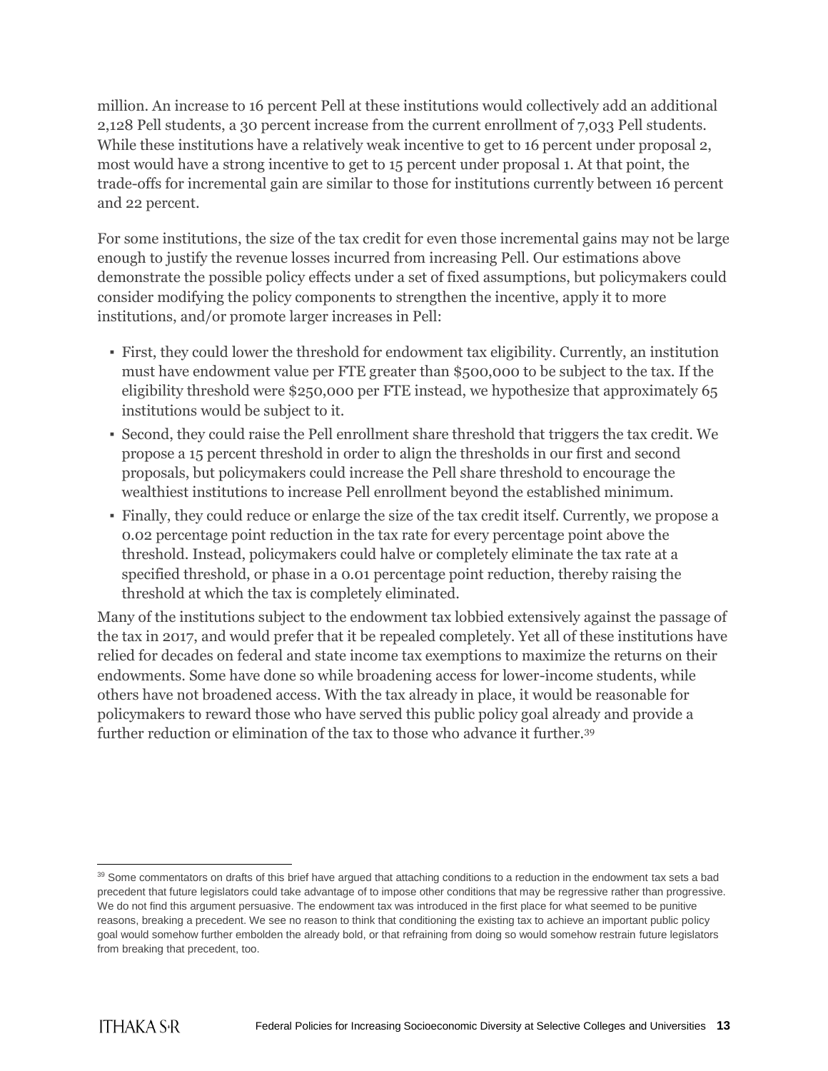million. An increase to 16 percent Pell at these institutions would collectively add an additional 2,128 Pell students, a 30 percent increase from the current enrollment of 7,033 Pell students. While these institutions have a relatively weak incentive to get to 16 percent under proposal 2, most would have a strong incentive to get to 15 percent under proposal 1. At that point, the trade-offs for incremental gain are similar to those for institutions currently between 16 percent and 22 percent.

For some institutions, the size of the tax credit for even those incremental gains may not be large enough to justify the revenue losses incurred from increasing Pell. Our estimations above demonstrate the possible policy effects under a set of fixed assumptions, but policymakers could consider modifying the policy components to strengthen the incentive, apply it to more institutions, and/or promote larger increases in Pell:

- First, they could lower the threshold for endowment tax eligibility. Currently, an institution must have endowment value per FTE greater than $500,000 to be subject to the tax. If the eligibility threshold were $250,000 per FTE instead, we hypothesize that approximately 65 institutions would be subject to it.
- Second, they could raise the Pell enrollment share threshold that triggers the tax credit. We propose a 15 percent threshold in order to align the thresholds in our first and second proposals, but policymakers could increase the Pell share threshold to encourage the wealthiest institutions to increase Pell enrollment beyond the established minimum.
- Finally, they could reduce or enlarge the size of the tax credit itself. Currently, we propose a 0.02 percentage point reduction in the tax rate for every percentage point above the threshold. Instead, policymakers could halve or completely eliminate the tax rate at a specified threshold, or phase in a 0.01 percentage point reduction, thereby raising the threshold at which the tax is completely eliminated.

Many of the institutions subject to the endowment tax lobbied extensively against the passage of the tax in 2017, and would prefer that it be repealed completely. Yet all of these institutions have relied for decades on federal and state income tax exemptions to maximize the returns on their endowments. Some have done so while broadening access for lower-income students, while others have not broadened access. With the tax already in place, it would be reasonable for policymakers to reward those who have served this public policy goal already and provide a further reduction or elimination of the tax to those who advance it further.[39]

[39] Some commentators on drafts of this brief have argued that attaching conditions to a reduction in the endowment tax sets a bad precedent that future legislators could take advantage of to impose other conditions that may be regressive rather than progressive. We do not find this argument persuasive. The endowment tax was introduced in the first place for what seemed to be punitive reasons, breaking a precedent. We see no reason to think that conditioning the existing tax to achieve an important public policy goal would somehow further embolden the already bold, or that refraining from doing so would somehow restrain future legislators from breaking that precedent, too.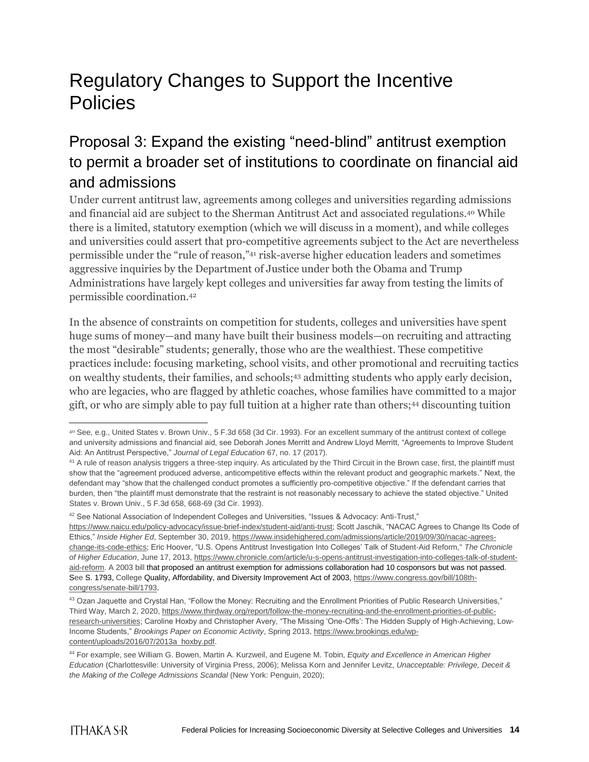# Regulatory Changes to Support the Incentive Policies

## Proposal 3: Expand the existing "need-blind" antitrust exemption to permit a broader set of institutions to coordinate on financial aid and admissions

Under current antitrust law, agreements among colleges and universities regarding admissions and financial aid are subject to the Sherman Antitrust Act and associated regulations.[40] While there is a limited, statutory exemption (which we will discuss in a moment), and while colleges and universities could assert that pro-competitive agreements subject to the Act are nevertheless permissible under the "rule of reason,"[41] risk-averse higher education leaders and sometimes aggressive inquiries by the Department of Justice under both the Obama and Trump Administrations have largely kept colleges and universities far away from testing the limits of permissible coordination.[42]

In the absence of constraints on competition for students, colleges and universities have spent huge sums of money—and many have built their business models—on recruiting and attracting the most "desirable" students; generally, those who are the wealthiest. These competitive practices include: focusing marketing, school visits, and other promotional and recruiting tactics on wealthy students, their families, and schools;[43] admitting students who apply early decision, who are legacies, who are flagged by athletic coaches, whose families have committed to a major gift, or who are simply able to pay full tuition at a higher rate than others;[44] discounting tuition

---

[40] See, e.g., United States v. Brown Univ., 5 F.3d 658 (3d Cir. 1993). For an excellent summary of the antitrust context of college and university admissions and financial aid, see Deborah Jones Merritt and Andrew Lloyd Merritt, "Agreements to Improve Student Aid: An Antitrust Perspective," *Journal of Legal Education* 67, no. 17 (2017).

[41] A rule of reason analysis triggers a three-step inquiry. As articulated by the Third Circuit in the Brown case, first, the plaintiff must show that the "agreement produced adverse, anticompetitive effects within the relevant product and geographic markets." Next, the defendant may "show that the challenged conduct promotes a sufficiently pro-competitive objective." If the defendant carries that burden, then "the plaintiff must demonstrate that the restraint is not reasonably necessary to achieve the stated objective." United States v. Brown Univ., 5 F.3d 658, 668-69 (3d Cir. 1993).

[42] See National Association of Independent Colleges and Universities, "Issues & Advocacy: Anti-Trust," https://www.naicu.edu/policy-advocacy/issue-brief-index/student-aid/anti-trust; Scott Jaschik, "NACAC Agrees to Change Its Code of Ethics," *Inside Higher Ed*, September 30, 2019, https://www.insidehighered.com/admissions/article/2019/09/30/nacac-agrees-change-its-code-ethics; Eric Hoover, "U.S. Opens Antitrust Investigation Into Colleges' Talk of Student-Aid Reform," *The Chronicle of Higher Education*, June 17, 2013, https://www.chronicle.com/article/u-s-opens-antitrust-investigation-into-colleges-talk-of-student-aid-reform. A 2003 bill that proposed an antitrust exemption for admissions collaboration had 10 cosponsors but was not passed. See S. 1793, College Quality, Affordability, and Diversity Improvement Act of 2003, https://www.congress.gov/bill/108th-congress/senate-bill/1793.

[43] Ozan Jaquette and Crystal Han, "Follow the Money: Recruiting and the Enrollment Priorities of Public Research Universities," Third Way, March 2, 2020, https://www.thirdway.org/report/follow-the-money-recruiting-and-the-enrollment-priorities-of-public-research-universities; Caroline Hoxby and Christopher Avery, "The Missing 'One-Offs': The Hidden Supply of High-Achieving, Low-Income Students," *Brookings Paper on Economic Activity*, Spring 2013, https://www.brookings.edu/wp-content/uploads/2016/07/2013a_hoxby.pdf.

[44] For example, see William G. Bowen, Martin A. Kurzweil, and Eugene M. Tobin, *Equity and Excellence in American Higher Education* (Charlottesville: University of Virginia Press, 2006); Melissa Korn and Jennifer Levitz, *Unacceptable: Privilege, Deceit & the Making of the College Admissions Scandal* (New York: Penguin, 2020);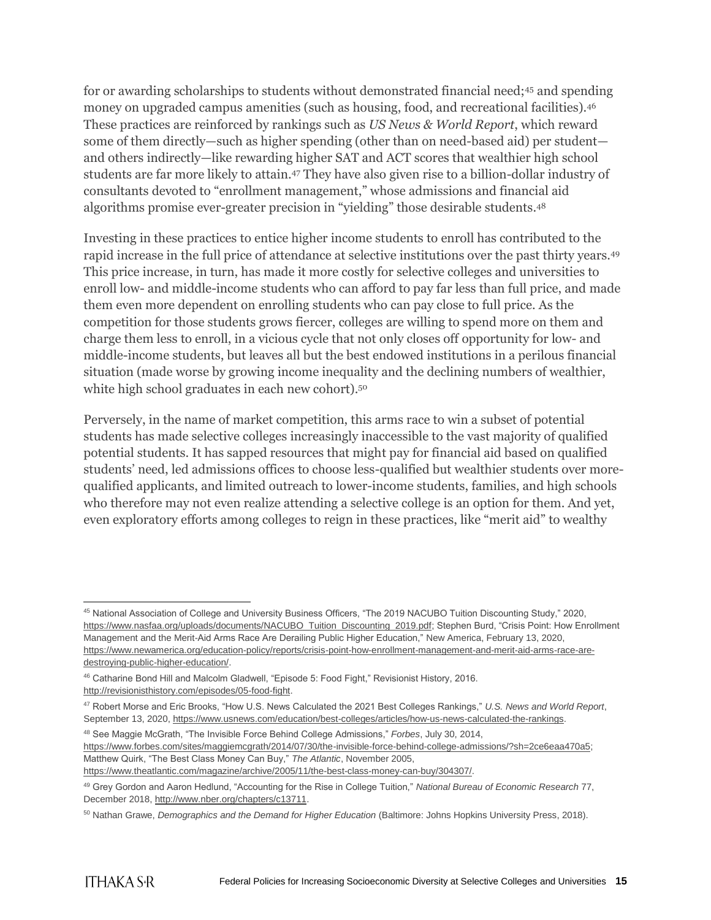for or awarding scholarships to students without demonstrated financial need;[45] and spending money on upgraded campus amenities (such as housing, food, and recreational facilities).[46] These practices are reinforced by rankings such as *US News & World Report*, which reward some of them directly—such as higher spending (other than on need-based aid) per student—and others indirectly—like rewarding higher SAT and ACT scores that wealthier high school students are far more likely to attain.[47] They have also given rise to a billion-dollar industry of consultants devoted to "enrollment management," whose admissions and financial aid algorithms promise ever-greater precision in "yielding" those desirable students.[48]

Investing in these practices to entice higher income students to enroll has contributed to the rapid increase in the full price of attendance at selective institutions over the past thirty years.[49] This price increase, in turn, has made it more costly for selective colleges and universities to enroll low- and middle-income students who can afford to pay far less than full price, and made them even more dependent on enrolling students who can pay close to full price. As the competition for those students grows fiercer, colleges are willing to spend more on them and charge them less to enroll, in a vicious cycle that not only closes off opportunity for low- and middle-income students, but leaves all but the best endowed institutions in a perilous financial situation (made worse by growing income inequality and the declining numbers of wealthier, white high school graduates in each new cohort).[50]

Perversely, in the name of market competition, this arms race to win a subset of potential students has made selective colleges increasingly inaccessible to the vast majority of qualified potential students. It has sapped resources that might pay for financial aid based on qualified students' need, led admissions offices to choose less-qualified but wealthier students over more-qualified applicants, and limited outreach to lower-income students, families, and high schools who therefore may not even realize attending a selective college is an option for them. And yet, even exploratory efforts among colleges to reign in these practices, like "merit aid" to wealthy

---

[45] National Association of College and University Business Officers, "The 2019 NACUBO Tuition Discounting Study," 2020, https://www.nasfaa.org/uploads/documents/NACUBO_Tuition_Discounting_2019.pdf; Stephen Burd, "Crisis Point: How Enrollment Management and the Merit-Aid Arms Race Are Derailing Public Higher Education," New America, February 13, 2020, https://www.newamerica.org/education-policy/reports/crisis-point-how-enrollment-management-and-merit-aid-arms-race-are-destroying-public-higher-education/.

[46] Catharine Bond Hill and Malcolm Gladwell, "Episode 5: Food Fight," Revisionist History, 2016. http://revisionisthistory.com/episodes/05-food-fight.

[47] Robert Morse and Eric Brooks, "How U.S. News Calculated the 2021 Best Colleges Rankings," *U.S. News and World Report*, September 13, 2020, https://www.usnews.com/education/best-colleges/articles/how-us-news-calculated-the-rankings.

[48] See Maggie McGrath, "The Invisible Force Behind College Admissions," *Forbes*, July 30, 2014, https://www.forbes.com/sites/maggiemcgrath/2014/07/30/the-invisible-force-behind-college-admissions/?sh=2ce6eaa470a5; Matthew Quirk, "The Best Class Money Can Buy," *The Atlantic*, November 2005, https://www.theatlantic.com/magazine/archive/2005/11/the-best-class-money-can-buy/304307/.

[49] Grey Gordon and Aaron Hedlund, "Accounting for the Rise in College Tuition," *National Bureau of Economic Research* 77, December 2018, http://www.nber.org/chapters/c13711.

[50] Nathan Grawe, *Demographics and the Demand for Higher Education* (Baltimore: Johns Hopkins University Press, 2018).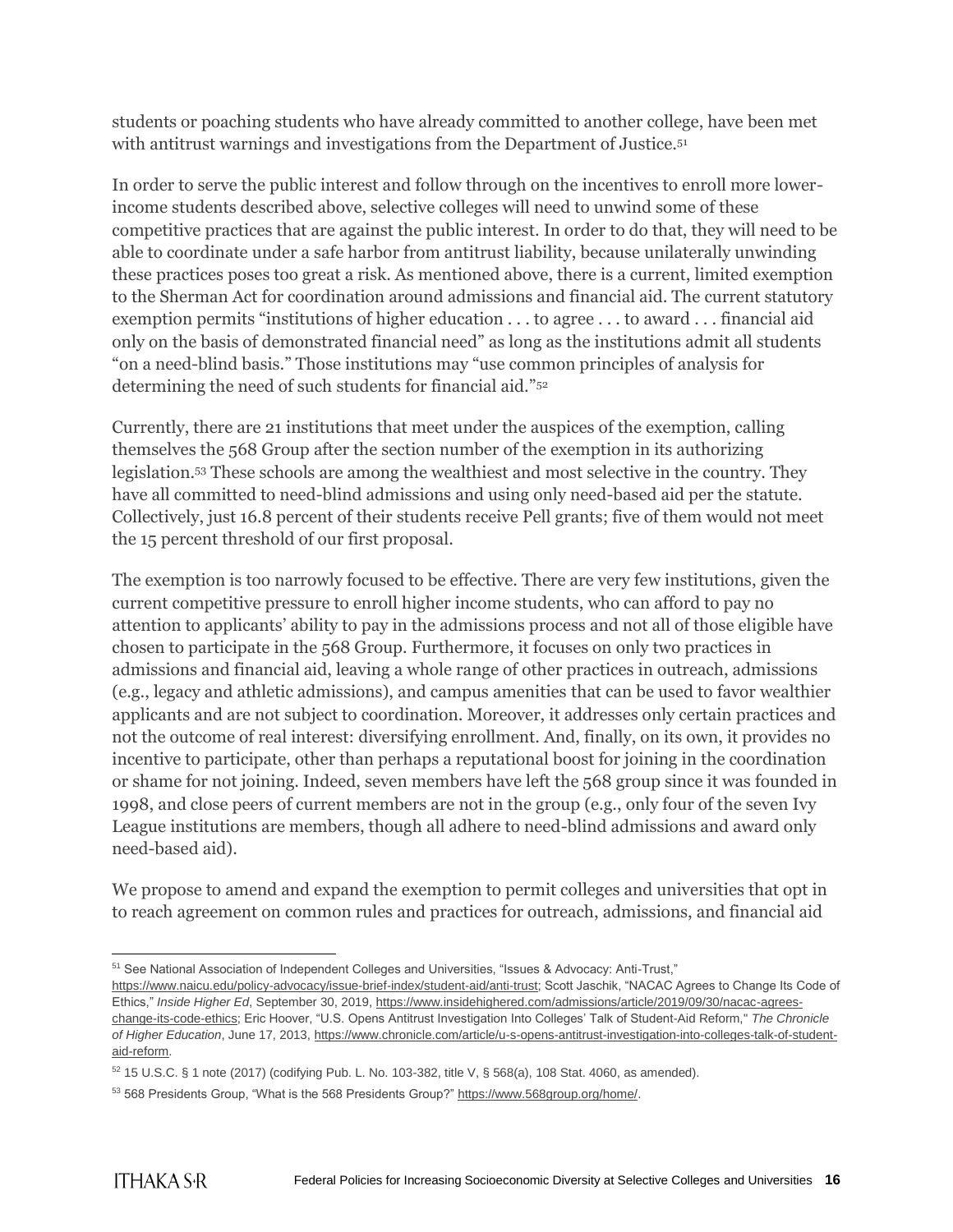students or poaching students who have already committed to another college, have been met with antitrust warnings and investigations from the Department of Justice.[51]

In order to serve the public interest and follow through on the incentives to enroll more lower-income students described above, selective colleges will need to unwind some of these competitive practices that are against the public interest. In order to do that, they will need to be able to coordinate under a safe harbor from antitrust liability, because unilaterally unwinding these practices poses too great a risk. As mentioned above, there is a current, limited exemption to the Sherman Act for coordination around admissions and financial aid. The current statutory exemption permits "institutions of higher education . . . to agree . . . to award . . . financial aid only on the basis of demonstrated financial need" as long as the institutions admit all students "on a need-blind basis." Those institutions may "use common principles of analysis for determining the need of such students for financial aid."[52]

Currently, there are 21 institutions that meet under the auspices of the exemption, calling themselves the 568 Group after the section number of the exemption in its authorizing legislation.[53] These schools are among the wealthiest and most selective in the country. They have all committed to need-blind admissions and using only need-based aid per the statute. Collectively, just 16.8 percent of their students receive Pell grants; five of them would not meet the 15 percent threshold of our first proposal.

The exemption is too narrowly focused to be effective. There are very few institutions, given the current competitive pressure to enroll higher income students, who can afford to pay no attention to applicants' ability to pay in the admissions process and not all of those eligible have chosen to participate in the 568 Group. Furthermore, it focuses on only two practices in admissions and financial aid, leaving a whole range of other practices in outreach, admissions (e.g., legacy and athletic admissions), and campus amenities that can be used to favor wealthier applicants and are not subject to coordination. Moreover, it addresses only certain practices and not the outcome of real interest: diversifying enrollment. And, finally, on its own, it provides no incentive to participate, other than perhaps a reputational boost for joining in the coordination or shame for not joining. Indeed, seven members have left the 568 group since it was founded in 1998, and close peers of current members are not in the group (e.g., only four of the seven Ivy League institutions are members, though all adhere to need-blind admissions and award only need-based aid).

We propose to amend and expand the exemption to permit colleges and universities that opt in to reach agreement on common rules and practices for outreach, admissions, and financial aid

---

[51] See National Association of Independent Colleges and Universities, "Issues & Advocacy: Anti-Trust," https://www.naicu.edu/policy-advocacy/issue-brief-index/student-aid/anti-trust; Scott Jaschik, "NACAC Agrees to Change Its Code of Ethics," *Inside Higher Ed*, September 30, 2019, https://www.insidehighered.com/admissions/article/2019/09/30/nacac-agrees-change-its-code-ethics; Eric Hoover, "U.S. Opens Antitrust Investigation Into Colleges' Talk of Student-Aid Reform," *The Chronicle of Higher Education*, June 17, 2013, https://www.chronicle.com/article/u-s-opens-antitrust-investigation-into-colleges-talk-of-student-aid-reform.

[52] 15 U.S.C. § 1 note (2017) (codifying Pub. L. No. 103-382, title V, § 568(a), 108 Stat. 4060, as amended).

[53] 568 Presidents Group, "What is the 568 Presidents Group?" https://www.568group.org/home/.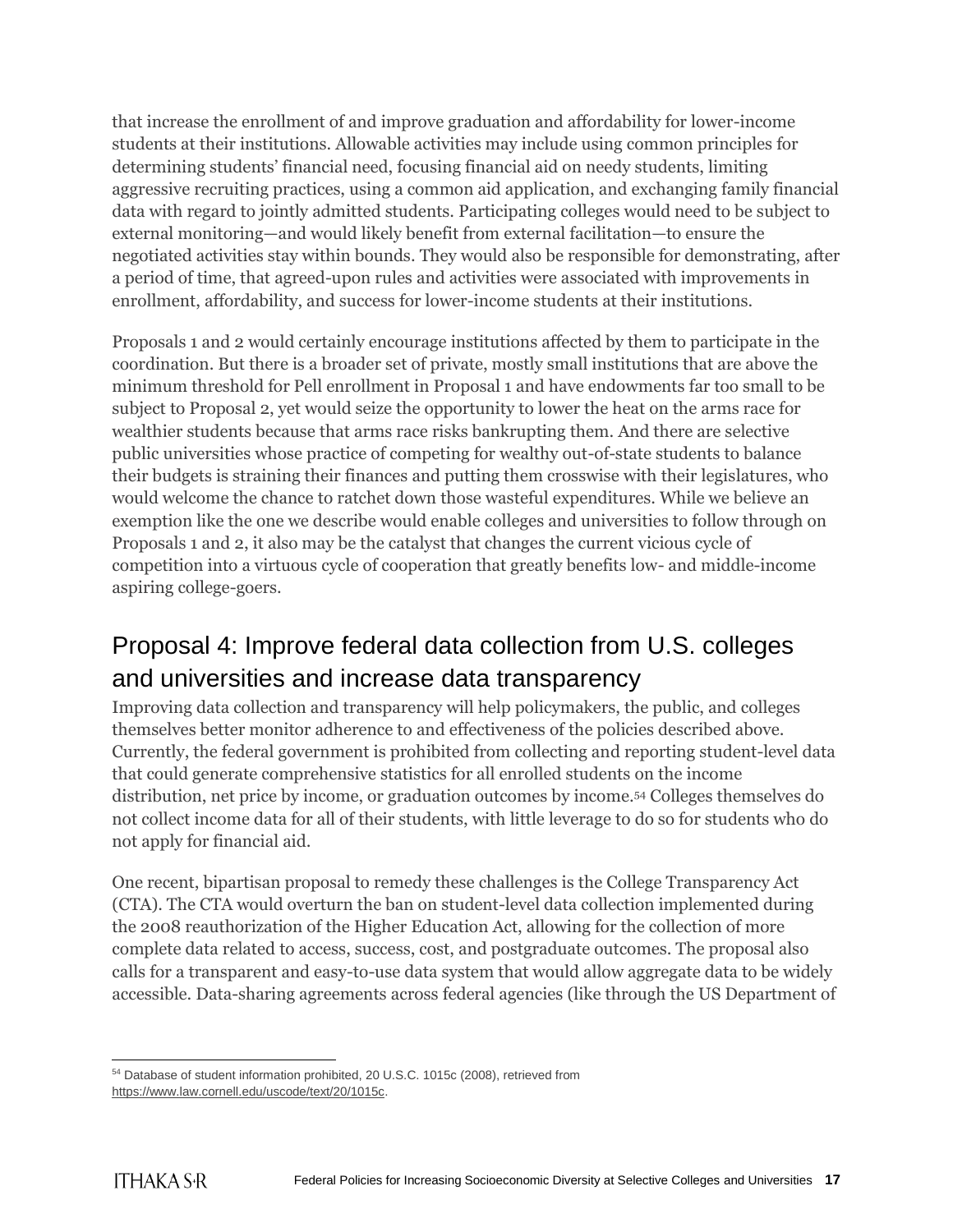that increase the enrollment of and improve graduation and affordability for lower-income students at their institutions. Allowable activities may include using common principles for determining students' financial need, focusing financial aid on needy students, limiting aggressive recruiting practices, using a common aid application, and exchanging family financial data with regard to jointly admitted students. Participating colleges would need to be subject to external monitoring—and would likely benefit from external facilitation—to ensure the negotiated activities stay within bounds. They would also be responsible for demonstrating, after a period of time, that agreed-upon rules and activities were associated with improvements in enrollment, affordability, and success for lower-income students at their institutions.

Proposals 1 and 2 would certainly encourage institutions affected by them to participate in the coordination. But there is a broader set of private, mostly small institutions that are above the minimum threshold for Pell enrollment in Proposal 1 and have endowments far too small to be subject to Proposal 2, yet would seize the opportunity to lower the heat on the arms race for wealthier students because that arms race risks bankrupting them. And there are selective public universities whose practice of competing for wealthy out-of-state students to balance their budgets is straining their finances and putting them crosswise with their legislatures, who would welcome the chance to ratchet down those wasteful expenditures. While we believe an exemption like the one we describe would enable colleges and universities to follow through on Proposals 1 and 2, it also may be the catalyst that changes the current vicious cycle of competition into a virtuous cycle of cooperation that greatly benefits low- and middle-income aspiring college-goers.

## Proposal 4: Improve federal data collection from U.S. colleges and universities and increase data transparency

Improving data collection and transparency will help policymakers, the public, and colleges themselves better monitor adherence to and effectiveness of the policies described above. Currently, the federal government is prohibited from collecting and reporting student-level data that could generate comprehensive statistics for all enrolled students on the income distribution, net price by income, or graduation outcomes by income.[54] Colleges themselves do not collect income data for all of their students, with little leverage to do so for students who do not apply for financial aid.

One recent, bipartisan proposal to remedy these challenges is the College Transparency Act (CTA). The CTA would overturn the ban on student-level data collection implemented during the 2008 reauthorization of the Higher Education Act, allowing for the collection of more complete data related to access, success, cost, and postgraduate outcomes. The proposal also calls for a transparent and easy-to-use data system that would allow aggregate data to be widely accessible. Data-sharing agreements across federal agencies (like through the US Department of

---

[54] Database of student information prohibited, 20 U.S.C. 1015c (2008), retrieved from https://www.law.cornell.edu/uscode/text/20/1015c.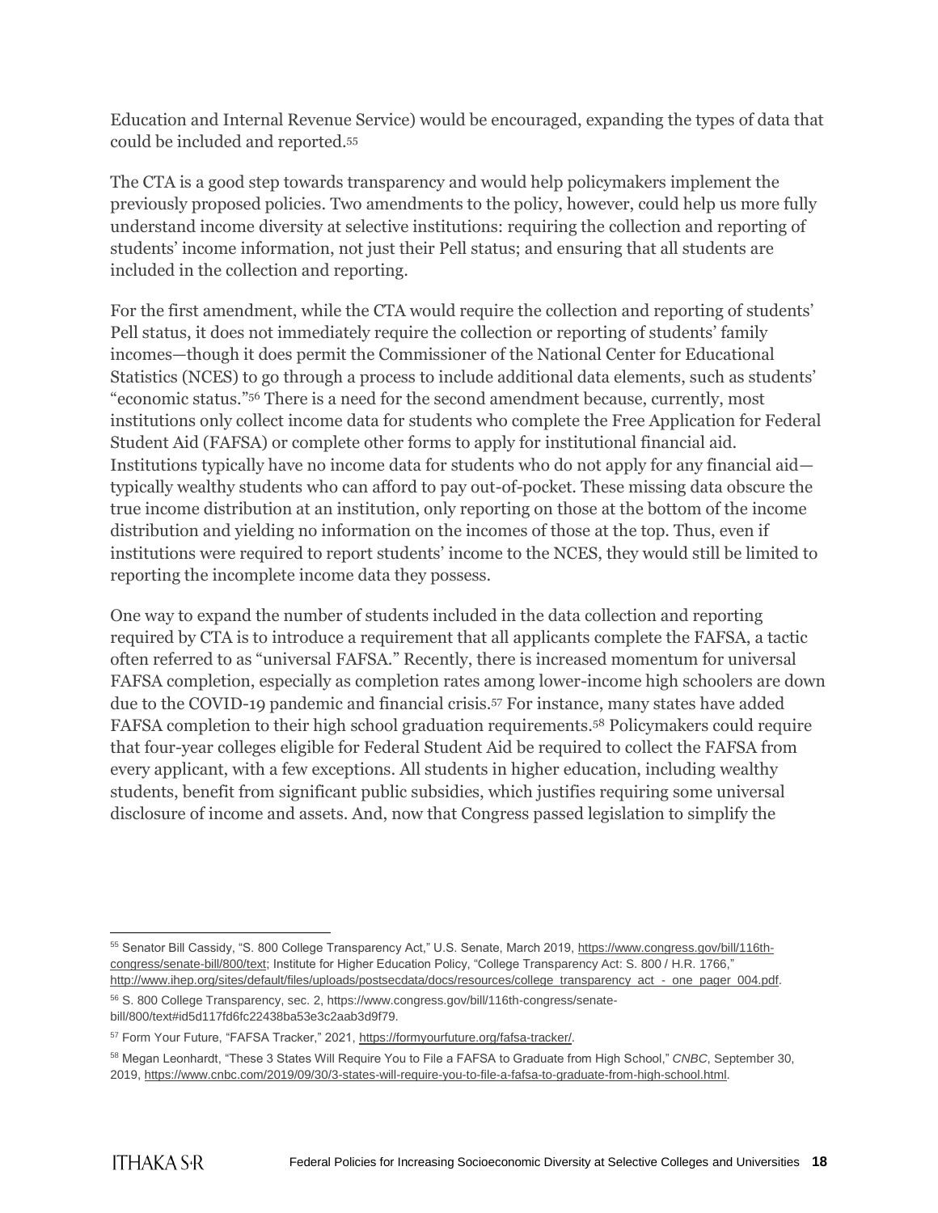Education and Internal Revenue Service) would be encouraged, expanding the types of data that could be included and reported.[55]

The CTA is a good step towards transparency and would help policymakers implement the previously proposed policies. Two amendments to the policy, however, could help us more fully understand income diversity at selective institutions: requiring the collection and reporting of students' income information, not just their Pell status; and ensuring that all students are included in the collection and reporting.

For the first amendment, while the CTA would require the collection and reporting of students' Pell status, it does not immediately require the collection or reporting of students' family incomes—though it does permit the Commissioner of the National Center for Educational Statistics (NCES) to go through a process to include additional data elements, such as students' "economic status."[56] There is a need for the second amendment because, currently, most institutions only collect income data for students who complete the Free Application for Federal Student Aid (FAFSA) or complete other forms to apply for institutional financial aid. Institutions typically have no income data for students who do not apply for any financial aid—typically wealthy students who can afford to pay out-of-pocket. These missing data obscure the true income distribution at an institution, only reporting on those at the bottom of the income distribution and yielding no information on the incomes of those at the top. Thus, even if institutions were required to report students' income to the NCES, they would still be limited to reporting the incomplete income data they possess.

One way to expand the number of students included in the data collection and reporting required by CTA is to introduce a requirement that all applicants complete the FAFSA, a tactic often referred to as "universal FAFSA." Recently, there is increased momentum for universal FAFSA completion, especially as completion rates among lower-income high schoolers are down due to the COVID-19 pandemic and financial crisis.[57] For instance, many states have added FAFSA completion to their high school graduation requirements.[58] Policymakers could require that four-year colleges eligible for Federal Student Aid be required to collect the FAFSA from every applicant, with a few exceptions. All students in higher education, including wealthy students, benefit from significant public subsidies, which justifies requiring some universal disclosure of income and assets. And, now that Congress passed legislation to simplify the

---

[55] Senator Bill Cassidy, "S. 800 College Transparency Act," U.S. Senate, March 2019, https://www.congress.gov/bill/116th-congress/senate-bill/800/text; Institute for Higher Education Policy, "College Transparency Act: S. 800 / H.R. 1766," http://www.ihep.org/sites/default/files/uploads/postsecdata/docs/resources/college_transparency_act_-_one_pager_004.pdf.

[56] S. 800 College Transparency, sec. 2, https://www.congress.gov/bill/116th-congress/senate-bill/800/text#id5d117fd6fc22438ba53e3c2aab3d9f79.

[57] Form Your Future, "FAFSA Tracker," 2021, https://formyourfuture.org/fafsa-tracker/.

[58] Megan Leonhardt, "These 3 States Will Require You to File a FAFSA to Graduate from High School," *CNBC*, September 30, 2019, https://www.cnbc.com/2019/09/30/3-states-will-require-you-to-file-a-fafsa-to-graduate-from-high-school.html.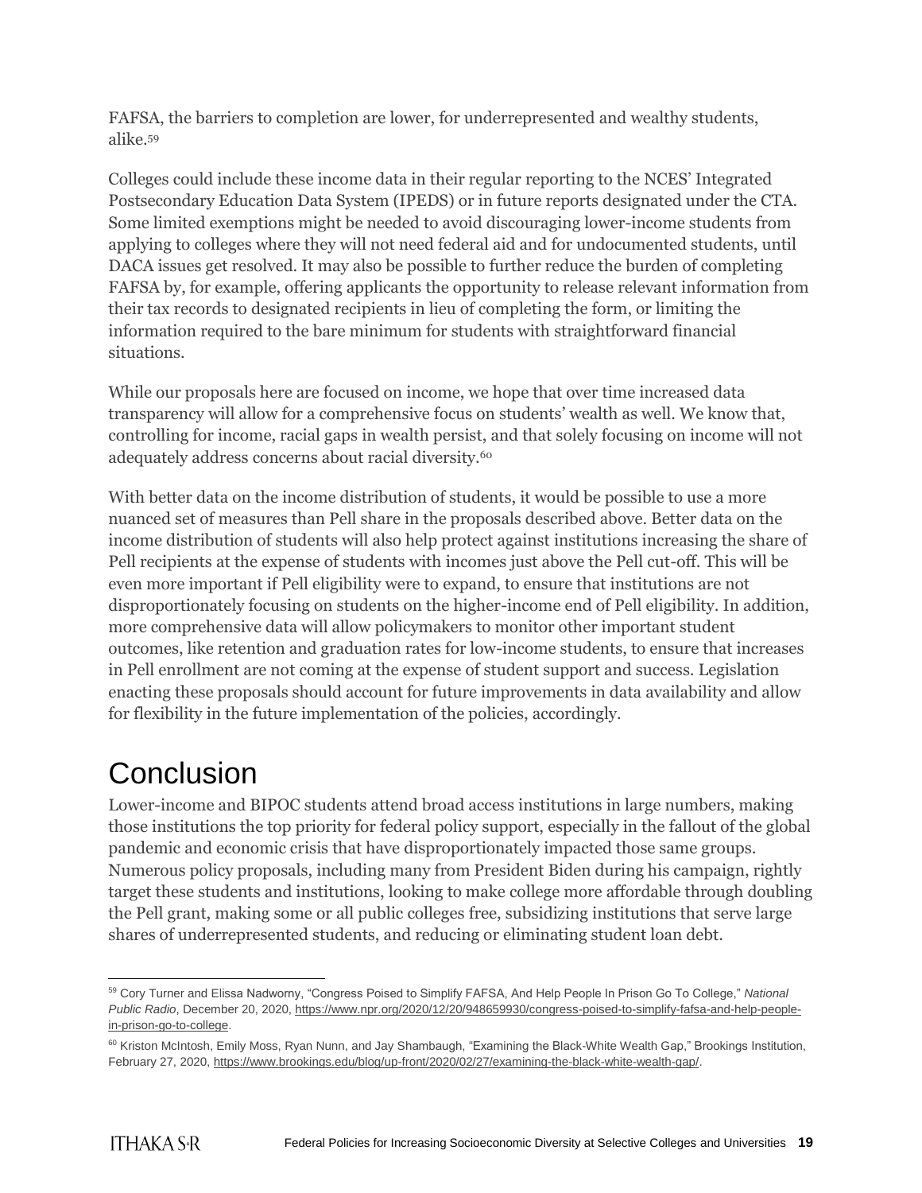FAFSA, the barriers to completion are lower, for underrepresented and wealthy students, alike.[59]

Colleges could include these income data in their regular reporting to the NCES' Integrated Postsecondary Education Data System (IPEDS) or in future reports designated under the CTA. Some limited exemptions might be needed to avoid discouraging lower-income students from applying to colleges where they will not need federal aid and for undocumented students, until DACA issues get resolved. It may also be possible to further reduce the burden of completing FAFSA by, for example, offering applicants the opportunity to release relevant information from their tax records to designated recipients in lieu of completing the form, or limiting the information required to the bare minimum for students with straightforward financial situations.

While our proposals here are focused on income, we hope that over time increased data transparency will allow for a comprehensive focus on students' wealth as well. We know that, controlling for income, racial gaps in wealth persist, and that solely focusing on income will not adequately address concerns about racial diversity.[60]

With better data on the income distribution of students, it would be possible to use a more nuanced set of measures than Pell share in the proposals described above. Better data on the income distribution of students will also help protect against institutions increasing the share of Pell recipients at the expense of students with incomes just above the Pell cut-off. This will be even more important if Pell eligibility were to expand, to ensure that institutions are not disproportionately focusing on students on the higher-income end of Pell eligibility. In addition, more comprehensive data will allow policymakers to monitor other important student outcomes, like retention and graduation rates for low-income students, to ensure that increases in Pell enrollment are not coming at the expense of student support and success. Legislation enacting these proposals should account for future improvements in data availability and allow for flexibility in the future implementation of the policies, accordingly.

# Conclusion

Lower-income and BIPOC students attend broad access institutions in large numbers, making those institutions the top priority for federal policy support, especially in the fallout of the global pandemic and economic crisis that have disproportionately impacted those same groups. Numerous policy proposals, including many from President Biden during his campaign, rightly target these students and institutions, looking to make college more affordable through doubling the Pell grant, making some or all public colleges free, subsidizing institutions that serve large shares of underrepresented students, and reducing or eliminating student loan debt.

---

[59] Cory Turner and Elissa Nadworny, "Congress Poised to Simplify FAFSA, And Help People In Prison Go To College," *National Public Radio*, December 20, 2020, https://www.npr.org/2020/12/20/948659930/congress-poised-to-simplify-fafsa-and-help-people-in-prison-go-to-college.

[60] Kriston McIntosh, Emily Moss, Ryan Nunn, and Jay Shambaugh, "Examining the Black-White Wealth Gap," Brookings Institution, February 27, 2020, https://www.brookings.edu/blog/up-front/2020/02/27/examining-the-black-white-wealth-gap/.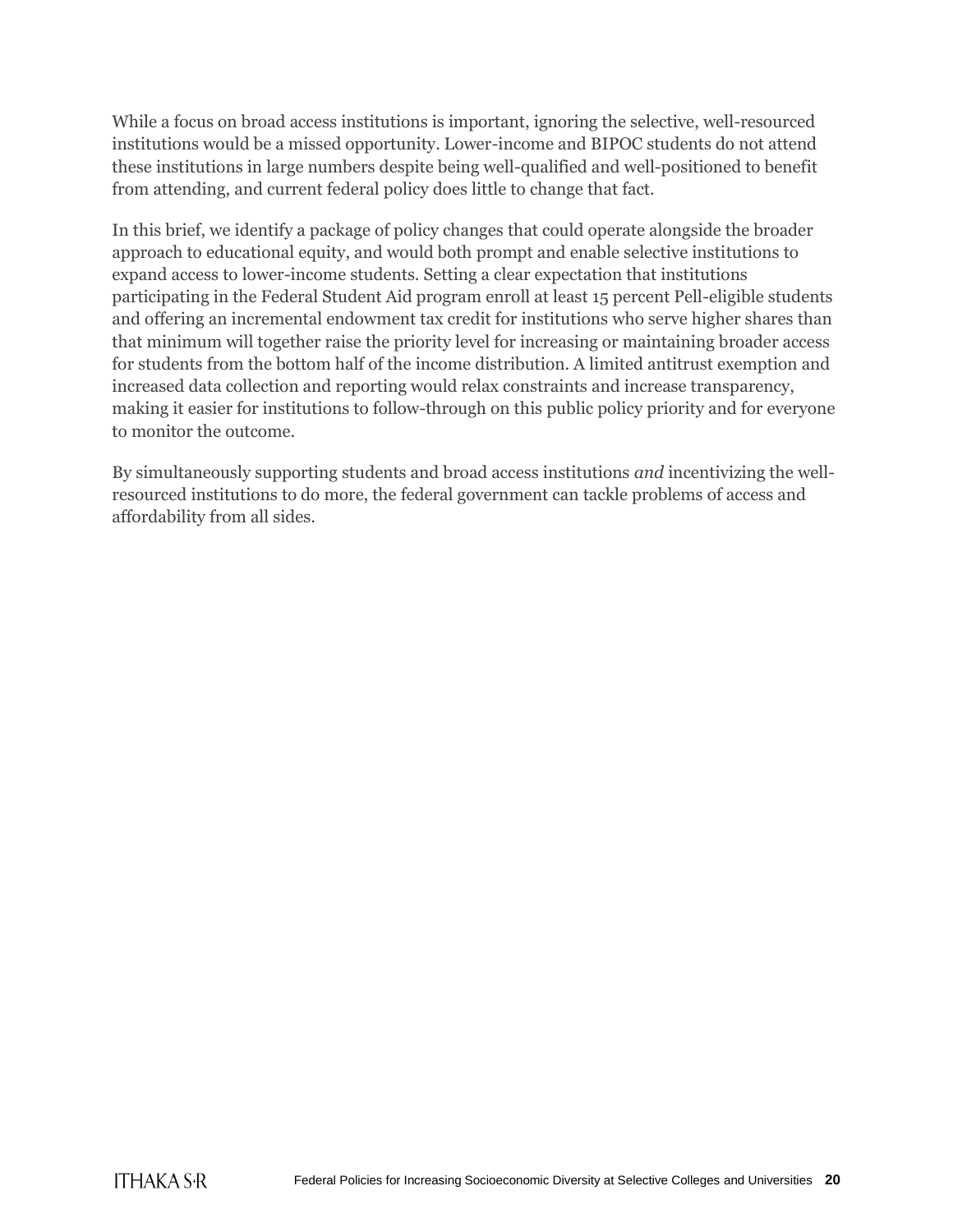While a focus on broad access institutions is important, ignoring the selective, well-resourced institutions would be a missed opportunity. Lower-income and BIPOC students do not attend these institutions in large numbers despite being well-qualified and well-positioned to benefit from attending, and current federal policy does little to change that fact.

In this brief, we identify a package of policy changes that could operate alongside the broader approach to educational equity, and would both prompt and enable selective institutions to expand access to lower-income students. Setting a clear expectation that institutions participating in the Federal Student Aid program enroll at least 15 percent Pell-eligible students and offering an incremental endowment tax credit for institutions who serve higher shares than that minimum will together raise the priority level for increasing or maintaining broader access for students from the bottom half of the income distribution. A limited antitrust exemption and increased data collection and reporting would relax constraints and increase transparency, making it easier for institutions to follow-through on this public policy priority and for everyone to monitor the outcome.

By simultaneously supporting students and broad access institutions *and* incentivizing the well-resourced institutions to do more, the federal government can tackle problems of access and affordability from all sides.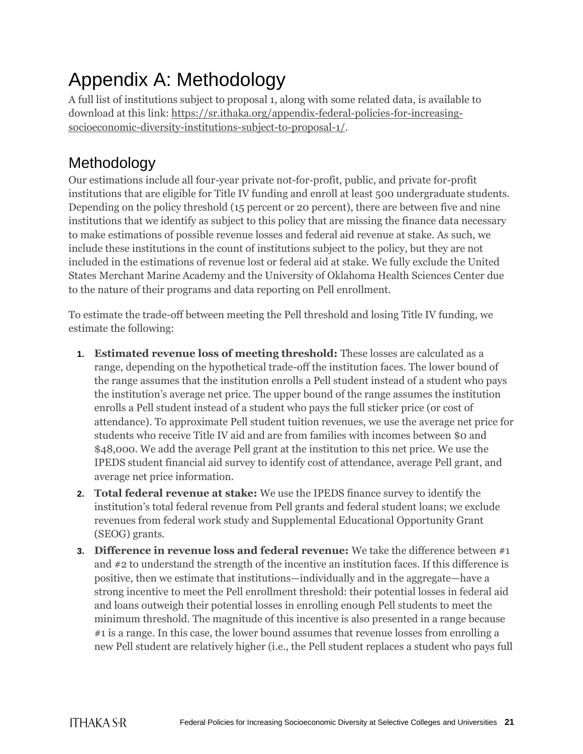# Appendix A: Methodology

A full list of institutions subject to proposal 1, along with some related data, is available to download at this link: [https://sr.ithaka.org/appendix-federal-policies-for-increasing-socioeconomic-diversity-institutions-subject-to-proposal-1/](https://sr.ithaka.org/appendix-federal-policies-for-increasing-socioeconomic-diversity-institutions-subject-to-proposal-1/).

## Methodology

Our estimations include all four-year private not-for-profit, public, and private for-profit institutions that are eligible for Title IV funding and enroll at least 500 undergraduate students. Depending on the policy threshold (15 percent or 20 percent), there are between five and nine institutions that we identify as subject to this policy that are missing the finance data necessary to make estimations of possible revenue losses and federal aid revenue at stake. As such, we include these institutions in the count of institutions subject to the policy, but they are not included in the estimations of revenue lost or federal aid at stake. We fully exclude the United States Merchant Marine Academy and the University of Oklahoma Health Sciences Center due to the nature of their programs and data reporting on Pell enrollment.

To estimate the trade-off between meeting the Pell threshold and losing Title IV funding, we estimate the following:

1. **Estimated revenue loss of meeting threshold:** These losses are calculated as a range, depending on the hypothetical trade-off the institution faces. The lower bound of the range assumes that the institution enrolls a Pell student instead of a student who pays the institution's average net price. The upper bound of the range assumes the institution enrolls a Pell student instead of a student who pays the full sticker price (or cost of attendance). To approximate Pell student tuition revenues, we use the average net price for students who receive Title IV aid and are from families with incomes between $0 and $48,000. We add the average Pell grant at the institution to this net price. We use the IPEDS student financial aid survey to identify cost of attendance, average Pell grant, and average net price information.
2. **Total federal revenue at stake:** We use the IPEDS finance survey to identify the institution's total federal revenue from Pell grants and federal student loans; we exclude revenues from federal work study and Supplemental Educational Opportunity Grant (SEOG) grants.
3. **Difference in revenue loss and federal revenue:** We take the difference between #1 and #2 to understand the strength of the incentive an institution faces. If this difference is positive, then we estimate that institutions—individually and in the aggregate—have a strong incentive to meet the Pell enrollment threshold: their potential losses in federal aid and loans outweigh their potential losses in enrolling enough Pell students to meet the minimum threshold. The magnitude of this incentive is also presented in a range because #1 is a range. In this case, the lower bound assumes that revenue losses from enrolling a new Pell student are relatively higher (i.e., the Pell student replaces a student who pays full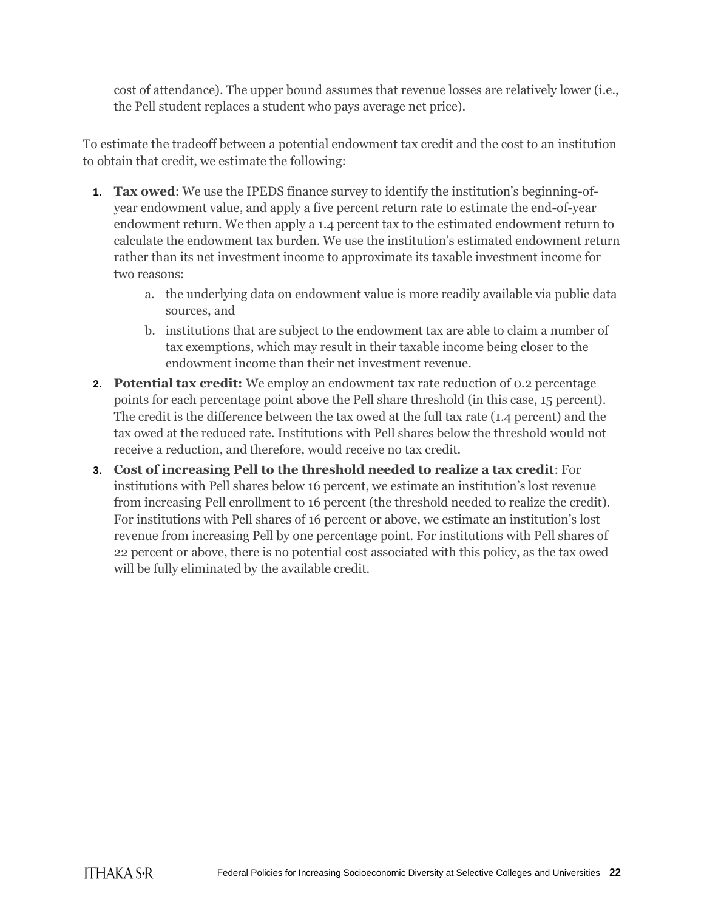cost of attendance). The upper bound assumes that revenue losses are relatively lower (i.e., the Pell student replaces a student who pays average net price).

To estimate the tradeoff between a potential endowment tax credit and the cost to an institution to obtain that credit, we estimate the following:

1. **Tax owed**: We use the IPEDS finance survey to identify the institution's beginning-of-year endowment value, and apply a five percent return rate to estimate the end-of-year endowment return. We then apply a 1.4 percent tax to the estimated endowment return to calculate the endowment tax burden. We use the institution's estimated endowment return rather than its net investment income to approximate its taxable investment income for two reasons:
    a. the underlying data on endowment value is more readily available via public data sources, and
    b. institutions that are subject to the endowment tax are able to claim a number of tax exemptions, which may result in their taxable income being closer to the endowment income than their net investment revenue.
2. **Potential tax credit:** We employ an endowment tax rate reduction of 0.2 percentage points for each percentage point above the Pell share threshold (in this case, 15 percent). The credit is the difference between the tax owed at the full tax rate (1.4 percent) and the tax owed at the reduced rate. Institutions with Pell shares below the threshold would not receive a reduction, and therefore, would receive no tax credit.
3. **Cost of increasing Pell to the threshold needed to realize a tax credit**: For institutions with Pell shares below 16 percent, we estimate an institution's lost revenue from increasing Pell enrollment to 16 percent (the threshold needed to realize the credit). For institutions with Pell shares of 16 percent or above, we estimate an institution's lost revenue from increasing Pell by one percentage point. For institutions with Pell shares of 22 percent or above, there is no potential cost associated with this policy, as the tax owed will be fully eliminated by the available credit.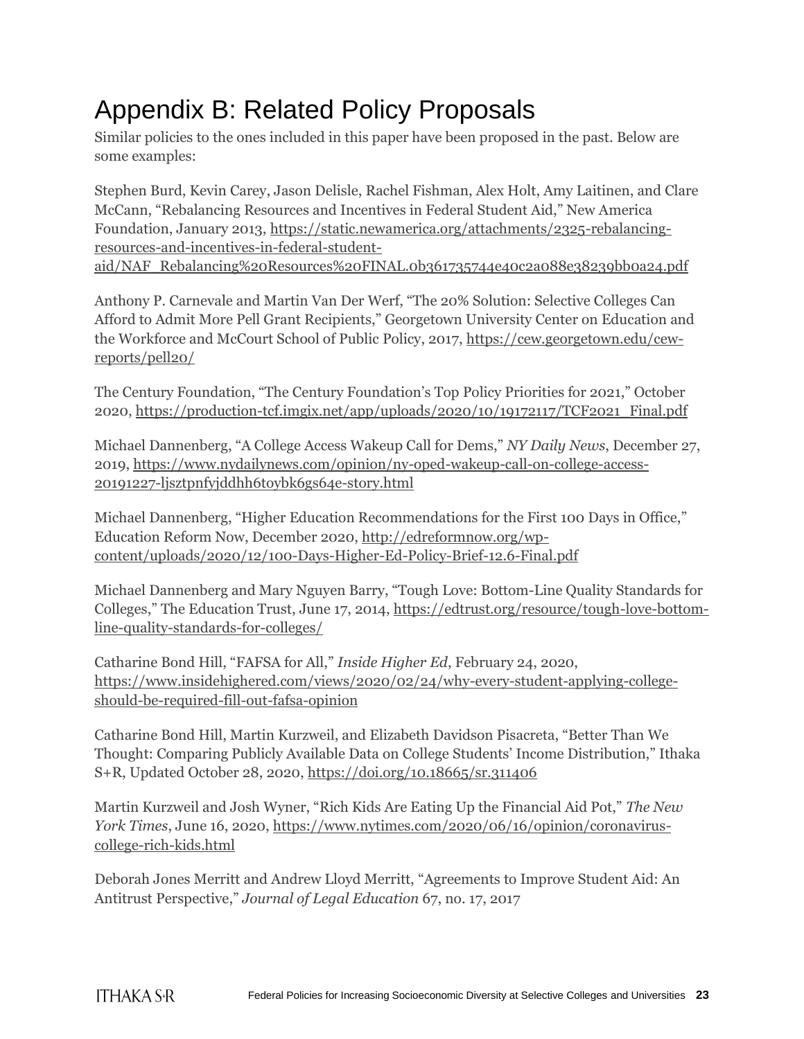# Appendix B: Related Policy Proposals

Similar policies to the ones included in this paper have been proposed in the past. Below are some examples:

Stephen Burd, Kevin Carey, Jason Delisle, Rachel Fishman, Alex Holt, Amy Laitinen, and Clare McCann, "Rebalancing Resources and Incentives in Federal Student Aid," New America Foundation, January 2013, https://static.newamerica.org/attachments/2325-rebalancing-resources-and-incentives-in-federal-student-aid/NAF_Rebalancing%20Resources%20FINAL.0b361735744e40c2a088e38239bb0a24.pdf

Anthony P. Carnevale and Martin Van Der Werf, "The 20% Solution: Selective Colleges Can Afford to Admit More Pell Grant Recipients," Georgetown University Center on Education and the Workforce and McCourt School of Public Policy, 2017, https://cew.georgetown.edu/cew-reports/pell20/

The Century Foundation, "The Century Foundation's Top Policy Priorities for 2021," October 2020, https://production-tcf.imgix.net/app/uploads/2020/10/19172117/TCF2021_Final.pdf

Michael Dannenberg, "A College Access Wakeup Call for Dems," *NY Daily News*, December 27, 2019, https://www.nydailynews.com/opinion/ny-oped-wakeup-call-on-college-access-20191227-ljsztpnfyjddhh6toybk6gs64e-story.html

Michael Dannenberg, "Higher Education Recommendations for the First 100 Days in Office," Education Reform Now, December 2020, http://edreformnow.org/wp-content/uploads/2020/12/100-Days-Higher-Ed-Policy-Brief-12.6-Final.pdf

Michael Dannenberg and Mary Nguyen Barry, "Tough Love: Bottom-Line Quality Standards for Colleges," The Education Trust, June 17, 2014, https://edtrust.org/resource/tough-love-bottom-line-quality-standards-for-colleges/

Catharine Bond Hill, "FAFSA for All," *Inside Higher Ed*, February 24, 2020, https://www.insidehighered.com/views/2020/02/24/why-every-student-applying-college-should-be-required-fill-out-fafsa-opinion

Catharine Bond Hill, Martin Kurzweil, and Elizabeth Davidson Pisacreta, "Better Than We Thought: Comparing Publicly Available Data on College Students' Income Distribution," Ithaka S+R, Updated October 28, 2020, https://doi.org/10.18665/sr.311406

Martin Kurzweil and Josh Wyner, "Rich Kids Are Eating Up the Financial Aid Pot," *The New York Times*, June 16, 2020, https://www.nytimes.com/2020/06/16/opinion/coronavirus-college-rich-kids.html

Deborah Jones Merritt and Andrew Lloyd Merritt, "Agreements to Improve Student Aid: An Antitrust Perspective," *Journal of Legal Education* 67, no. 17, 2017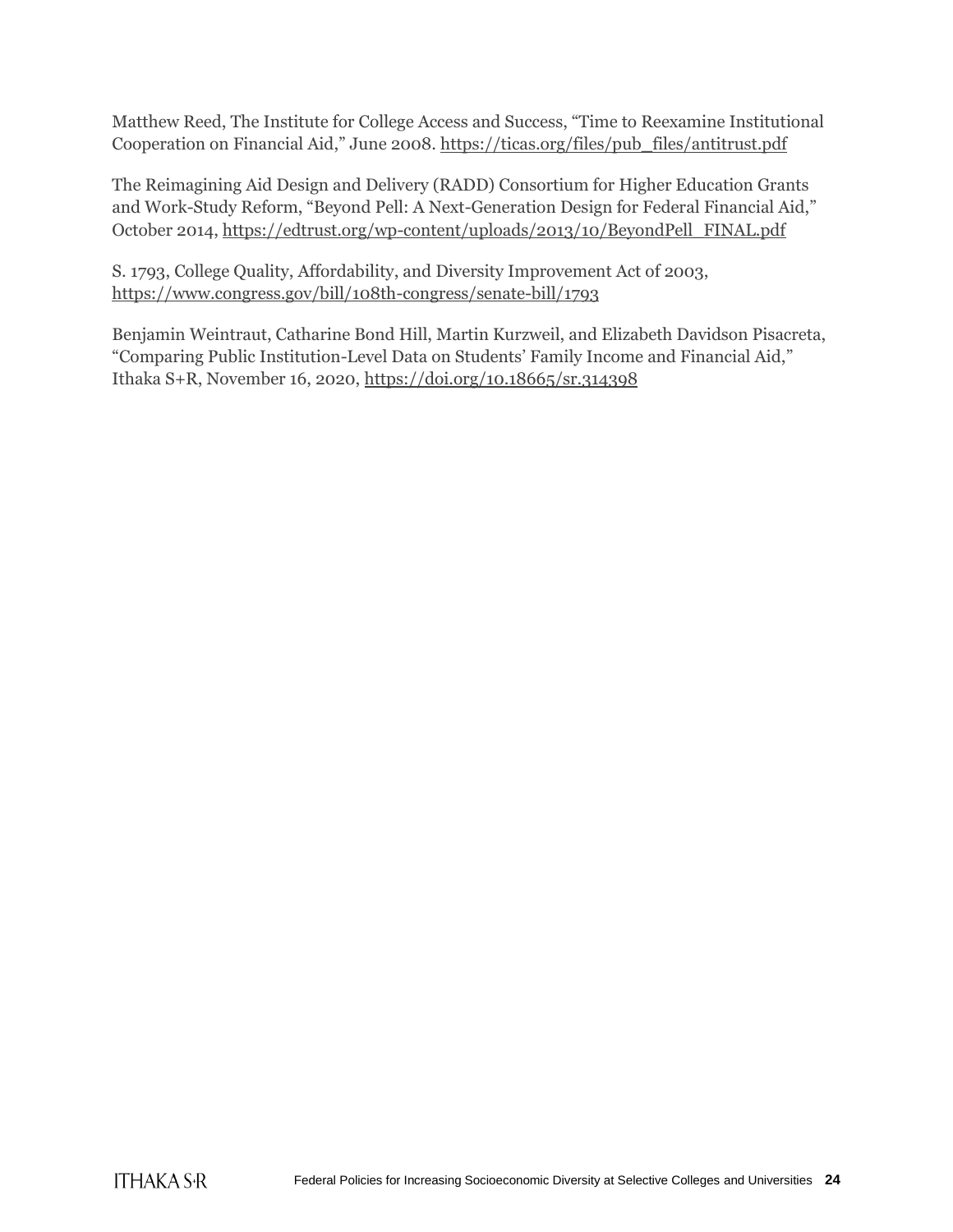Matthew Reed, The Institute for College Access and Success, "Time to Reexamine Institutional Cooperation on Financial Aid," June 2008. https://ticas.org/files/pub_files/antitrust.pdf

The Reimagining Aid Design and Delivery (RADD) Consortium for Higher Education Grants and Work-Study Reform, "Beyond Pell: A Next-Generation Design for Federal Financial Aid," October 2014, https://edtrust.org/wp-content/uploads/2013/10/BeyondPell_FINAL.pdf

S. 1793, College Quality, Affordability, and Diversity Improvement Act of 2003, https://www.congress.gov/bill/108th-congress/senate-bill/1793

Benjamin Weintraut, Catharine Bond Hill, Martin Kurzweil, and Elizabeth Davidson Pisacreta, "Comparing Public Institution-Level Data on Students' Family Income and Financial Aid," Ithaka S+R, November 16, 2020, https://doi.org/10.18665/sr.314398